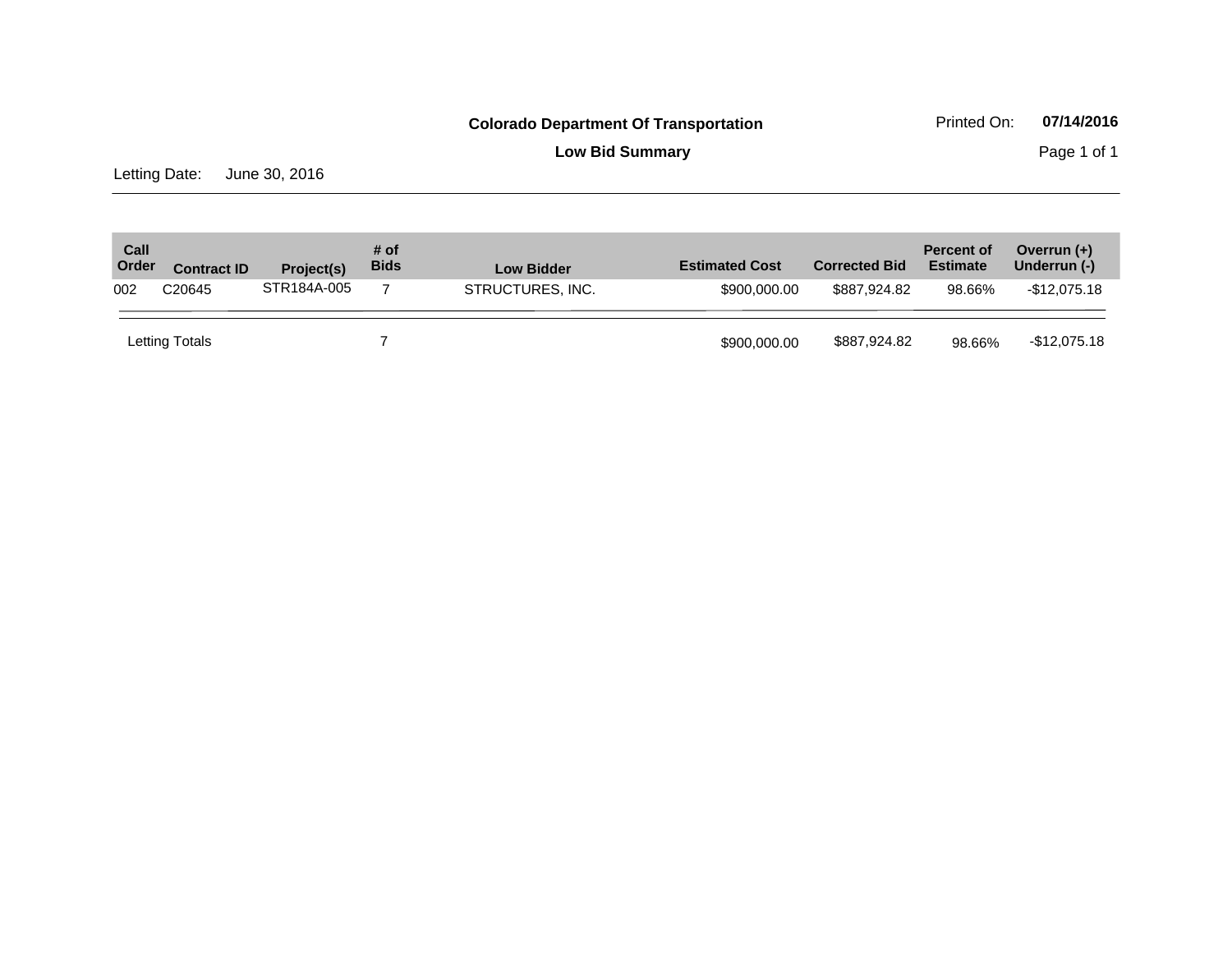**Colorado Department Of Transportation**

Printed On: **07/14/2016**

**Low Bid Summary**

Letting Date: June 30, 2016

| Call Order | Contract ID | Project(s) | # of Bids | Low Bidder | Estimated Cost | Corrected Bid | Percent of Estimate | Overrun (+) Underrun (-) |
|---|---|---|---|---|---|---|---|---|
| 002 | C20645 | STR184A-005 | 7 | STRUCTURES, INC. | $900,000.00 | $887,924.82 | 98.66% | -$12,075.18 |
| Letting Totals | | | 7 | | $900,000.00 | $887,924.82 | 98.66% | -$12,075.18 |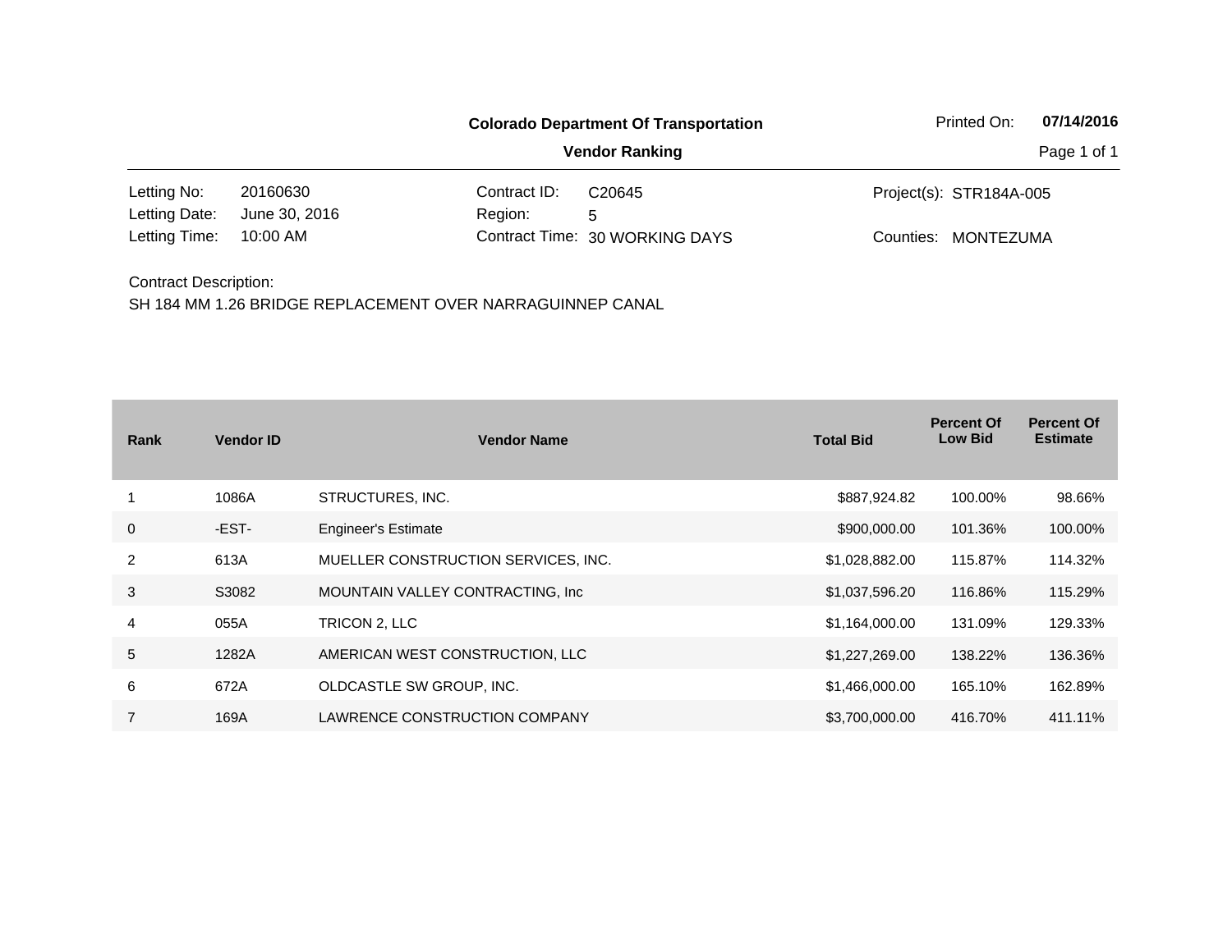**Colorado Department Of Transportation**

**Vendor Ranking**

Printed On: **07/14/2016**

| | | | | | |
|---|---|---|---|---|---|
| Letting No: | 20160630 | Contract ID: | C20645 | Project(s): | STR184A-005 |
| Letting Date: | June 30, 2016 | Region: | 5 | | |
| Letting Time: | 10:00 AM | Contract Time: | 30 WORKING DAYS | Counties: | MONTEZUMA |

Contract Description:

SH 184 MM 1.26 BRIDGE REPLACEMENT OVER NARRAGUINNEP CANAL

| Rank | Vendor ID | Vendor Name | Total Bid | Percent Of Low Bid | Percent Of Estimate |
|---|---|---|---|---|---|
| 1 | 1086A | STRUCTURES, INC. | $887,924.82 | 100.00% | 98.66% |
| 0 | -EST- | Engineer's Estimate | $900,000.00 | 101.36% | 100.00% |
| 2 | 613A | MUELLER CONSTRUCTION SERVICES, INC. | $1,028,882.00 | 115.87% | 114.32% |
| 3 | S3082 | MOUNTAIN VALLEY CONTRACTING, Inc | $1,037,596.20 | 116.86% | 115.29% |
| 4 | 055A | TRICON 2, LLC | $1,164,000.00 | 131.09% | 129.33% |
| 5 | 1282A | AMERICAN WEST CONSTRUCTION, LLC | $1,227,269.00 | 138.22% | 136.36% |
| 6 | 672A | OLDCASTLE SW GROUP, INC. | $1,466,000.00 | 165.10% | 162.89% |
| 7 | 169A | LAWRENCE CONSTRUCTION COMPANY | $3,700,000.00 | 416.70% | 411.11% |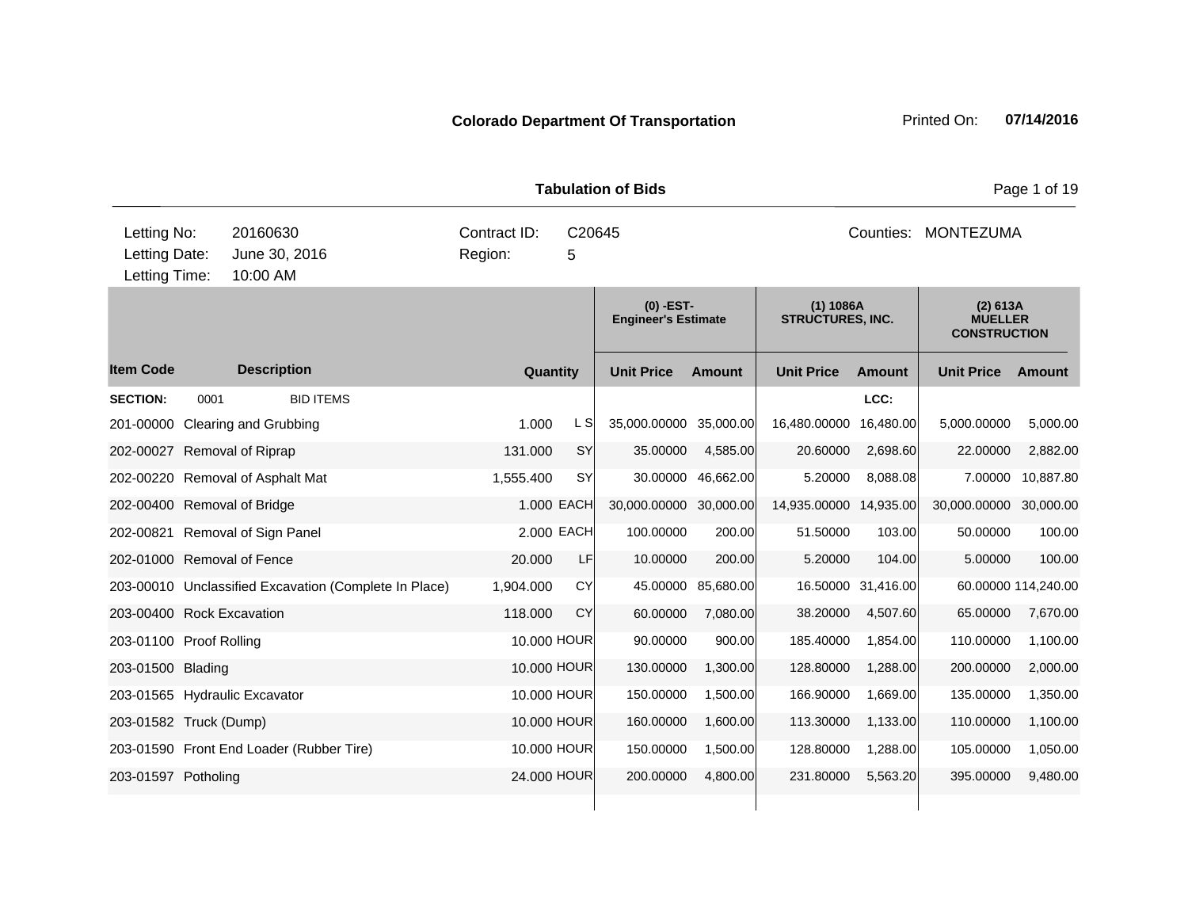**Colorado Department Of Transportation**

Printed On: **07/14/2016**

**Tabulation of Bids**

| | | | | |
|---|---|---|---|---|
| Letting No: | 20160630 | Contract ID: | C20645 | Counties: MONTEZUMA |
| Letting Date: | June 30, 2016 | Region: | 5 | |
| Letting Time: | 10:00 AM | | | |

| Item Code | Description | Quantity | | (0) -EST- Engineer's Estimate | | (1) 1086A STRUCTURES, INC. | | (2) 613A MUELLER CONSTRUCTION | |
|---|---|---|---|---|---|---|---|---|---|
| | | | | Unit Price | Amount | Unit Price | Amount | Unit Price | Amount |
| **SECTION:** | 0001 BID ITEMS | | | | | | LCC: | | |
| 201-00000 | Clearing and Grubbing | 1.000 | L S | 35,000.00000 | 35,000.00 | 16,480.00000 | 16,480.00 | 5,000.00000 | 5,000.00 |
| 202-00027 | Removal of Riprap | 131.000 | SY | 35.00000 | 4,585.00 | 20.60000 | 2,698.60 | 22.00000 | 2,882.00 |
| 202-00220 | Removal of Asphalt Mat | 1,555.400 | SY | 30.00000 | 46,662.00 | 5.20000 | 8,088.08 | 7.00000 | 10,887.80 |
| 202-00400 | Removal of Bridge | 1.000 | EACH | 30,000.00000 | 30,000.00 | 14,935.00000 | 14,935.00 | 30,000.00000 | 30,000.00 |
| 202-00821 | Removal of Sign Panel | 2.000 | EACH | 100.00000 | 200.00 | 51.50000 | 103.00 | 50.00000 | 100.00 |
| 202-01000 | Removal of Fence | 20.000 | LF | 10.00000 | 200.00 | 5.20000 | 104.00 | 5.00000 | 100.00 |
| 203-00010 | Unclassified Excavation (Complete In Place) | 1,904.000 | CY | 45.00000 | 85,680.00 | 16.50000 | 31,416.00 | 60.00000 | 114,240.00 |
| 203-00400 | Rock Excavation | 118.000 | CY | 60.00000 | 7,080.00 | 38.20000 | 4,507.60 | 65.00000 | 7,670.00 |
| 203-01100 | Proof Rolling | 10.000 | HOUR | 90.00000 | 900.00 | 185.40000 | 1,854.00 | 110.00000 | 1,100.00 |
| 203-01500 | Blading | 10.000 | HOUR | 130.00000 | 1,300.00 | 128.80000 | 1,288.00 | 200.00000 | 2,000.00 |
| 203-01565 | Hydraulic Excavator | 10.000 | HOUR | 150.00000 | 1,500.00 | 166.90000 | 1,669.00 | 135.00000 | 1,350.00 |
| 203-01582 | Truck (Dump) | 10.000 | HOUR | 160.00000 | 1,600.00 | 113.30000 | 1,133.00 | 110.00000 | 1,100.00 |
| 203-01590 | Front End Loader (Rubber Tire) | 10.000 | HOUR | 150.00000 | 1,500.00 | 128.80000 | 1,288.00 | 105.00000 | 1,050.00 |
| 203-01597 | Potholing | 24.000 | HOUR | 200.00000 | 4,800.00 | 231.80000 | 5,563.20 | 395.00000 | 9,480.00 |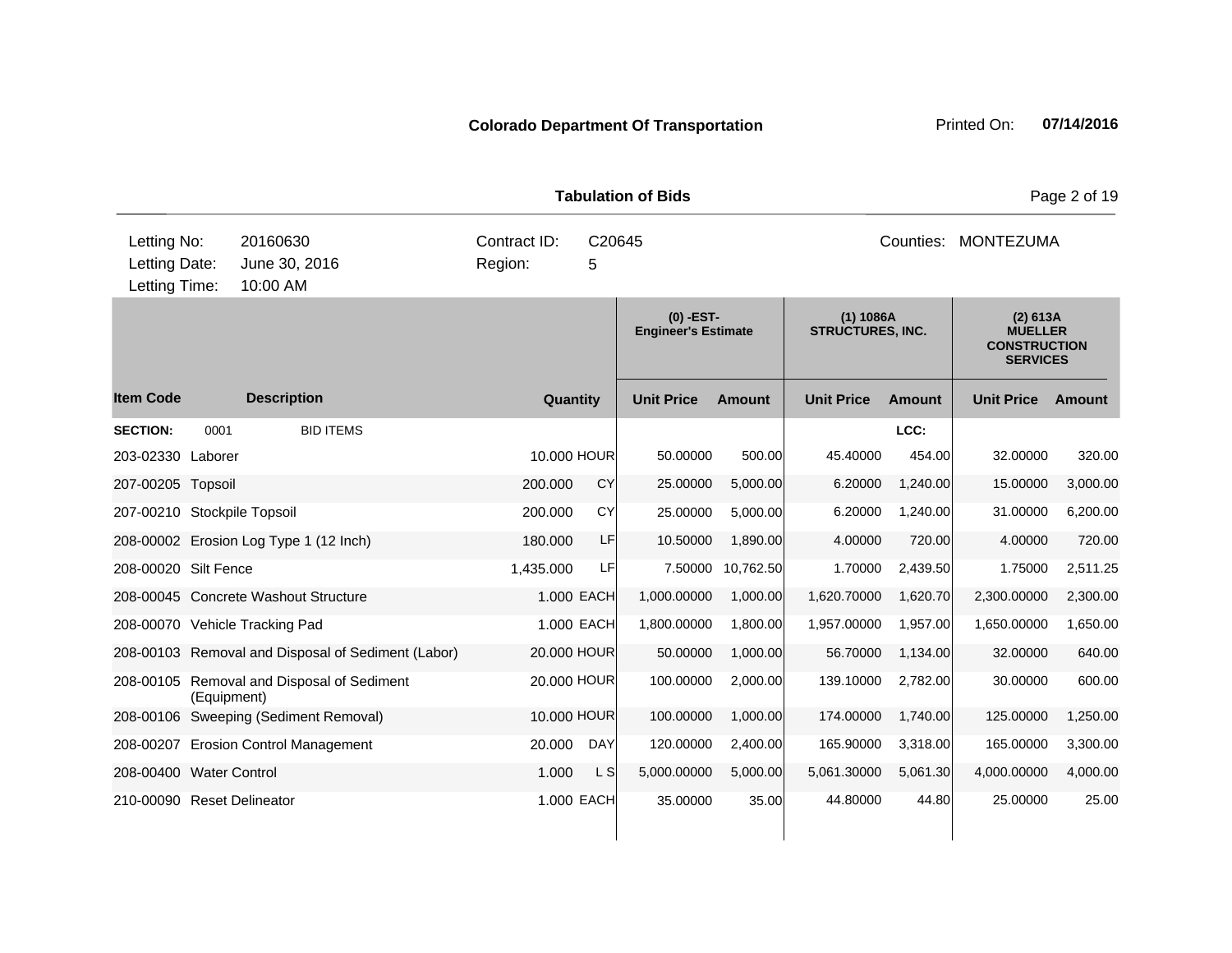**Colorado Department Of Transportation** Printed On: **07/14/2016**

**Tabulation of Bids**

| | | | | | |
|---|---|---|---|---|---|
| Letting No: | 20160630 | Contract ID: | C20645 | Counties: | MONTEZUMA |
| Letting Date: | June 30, 2016 | Region: | 5 | | |
| Letting Time: | 10:00 AM | | | | |

| Item Code | Description | Quantity | | (0) -EST- Engineer's Estimate | | (1) 1086A STRUCTURES, INC. | | (2) 613A MUELLER CONSTRUCTION SERVICES | |
|---|---|---|---|---|---|---|---|---|---|
| | | | | Unit Price | Amount | Unit Price | Amount | Unit Price | Amount |
| **SECTION:** | 0001 BID ITEMS | | | | | | LCC: | | |
| 203-02330 | Laborer | 10.000 | HOUR | 50.00000 | 500.00 | 45.40000 | 454.00 | 32.00000 | 320.00 |
| 207-00205 | Topsoil | 200.000 | CY | 25.00000 | 5,000.00 | 6.20000 | 1,240.00 | 15.00000 | 3,000.00 |
| 207-00210 | Stockpile Topsoil | 200.000 | CY | 25.00000 | 5,000.00 | 6.20000 | 1,240.00 | 31.00000 | 6,200.00 |
| 208-00002 | Erosion Log Type 1 (12 Inch) | 180.000 | LF | 10.50000 | 1,890.00 | 4.00000 | 720.00 | 4.00000 | 720.00 |
| 208-00020 | Silt Fence | 1,435.000 | LF | 7.50000 | 10,762.50 | 1.70000 | 2,439.50 | 1.75000 | 2,511.25 |
| 208-00045 | Concrete Washout Structure | 1.000 | EACH | 1,000.00000 | 1,000.00 | 1,620.70000 | 1,620.70 | 2,300.00000 | 2,300.00 |
| 208-00070 | Vehicle Tracking Pad | 1.000 | EACH | 1,800.00000 | 1,800.00 | 1,957.00000 | 1,957.00 | 1,650.00000 | 1,650.00 |
| 208-00103 | Removal and Disposal of Sediment (Labor) | 20.000 | HOUR | 50.00000 | 1,000.00 | 56.70000 | 1,134.00 | 32.00000 | 640.00 |
| 208-00105 | Removal and Disposal of Sediment (Equipment) | 20.000 | HOUR | 100.00000 | 2,000.00 | 139.10000 | 2,782.00 | 30.00000 | 600.00 |
| 208-00106 | Sweeping (Sediment Removal) | 10.000 | HOUR | 100.00000 | 1,000.00 | 174.00000 | 1,740.00 | 125.00000 | 1,250.00 |
| 208-00207 | Erosion Control Management | 20.000 | DAY | 120.00000 | 2,400.00 | 165.90000 | 3,318.00 | 165.00000 | 3,300.00 |
| 208-00400 | Water Control | 1.000 | L S | 5,000.00000 | 5,000.00 | 5,061.30000 | 5,061.30 | 4,000.00000 | 4,000.00 |
| 210-00090 | Reset Delineator | 1.000 | EACH | 35.00000 | 35.00 | 44.80000 | 44.80 | 25.00000 | 25.00 |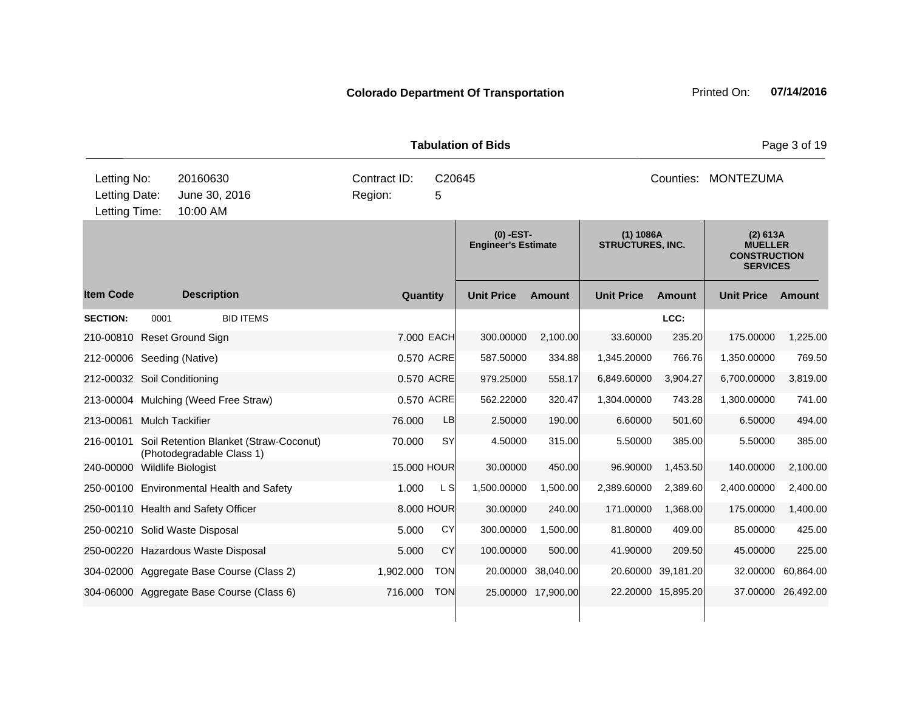**Colorado Department Of Transportation**

Printed On: **07/14/2016**

**Tabulation of Bids**

| | | | | |
|---|---|---|---|---|
| Letting No: | 20160630 | Contract ID: | C20645 | Counties: MONTEZUMA |
| Letting Date: | June 30, 2016 | Region: | 5 | |
| Letting Time: | 10:00 AM | | | |

| | | | | (0) -EST- Engineer's Estimate | | (1) 1086A STRUCTURES, INC. | | (2) 613A MUELLER CONSTRUCTION SERVICES | |
|---|---|---|---|---|---|---|---|---|---|
| **Item Code** | **Description** | **Quantity** | | **Unit Price** | **Amount** | **Unit Price** | **Amount** | **Unit Price** | **Amount** |
| **SECTION:** | 0001 BID ITEMS | | | | | | **LCC:** | | |
| 210-00810 | Reset Ground Sign | 7.000 | EACH | 300.00000 | 2,100.00 | 33.60000 | 235.20 | 175.00000 | 1,225.00 |
| 212-00006 | Seeding (Native) | 0.570 | ACRE | 587.50000 | 334.88 | 1,345.20000 | 766.76 | 1,350.00000 | 769.50 |
| 212-00032 | Soil Conditioning | 0.570 | ACRE | 979.25000 | 558.17 | 6,849.60000 | 3,904.27 | 6,700.00000 | 3,819.00 |
| 213-00004 | Mulching (Weed Free Straw) | 0.570 | ACRE | 562.22000 | 320.47 | 1,304.00000 | 743.28 | 1,300.00000 | 741.00 |
| 213-00061 | Mulch Tackifier | 76.000 | LB | 2.50000 | 190.00 | 6.60000 | 501.60 | 6.50000 | 494.00 |
| 216-00101 | Soil Retention Blanket (Straw-Coconut) (Photodegradable Class 1) | 70.000 | SY | 4.50000 | 315.00 | 5.50000 | 385.00 | 5.50000 | 385.00 |
| 240-00000 | Wildlife Biologist | 15.000 | HOUR | 30.00000 | 450.00 | 96.90000 | 1,453.50 | 140.00000 | 2,100.00 |
| 250-00100 | Environmental Health and Safety | 1.000 | L S | 1,500.00000 | 1,500.00 | 2,389.60000 | 2,389.60 | 2,400.00000 | 2,400.00 |
| 250-00110 | Health and Safety Officer | 8.000 | HOUR | 30.00000 | 240.00 | 171.00000 | 1,368.00 | 175.00000 | 1,400.00 |
| 250-00210 | Solid Waste Disposal | 5.000 | CY | 300.00000 | 1,500.00 | 81.80000 | 409.00 | 85.00000 | 425.00 |
| 250-00220 | Hazardous Waste Disposal | 5.000 | CY | 100.00000 | 500.00 | 41.90000 | 209.50 | 45.00000 | 225.00 |
| 304-02000 | Aggregate Base Course (Class 2) | 1,902.000 | TON | 20.00000 | 38,040.00 | 20.60000 | 39,181.20 | 32.00000 | 60,864.00 |
| 304-06000 | Aggregate Base Course (Class 6) | 716.000 | TON | 25.00000 | 17,900.00 | 22.20000 | 15,895.20 | 37.00000 | 26,492.00 |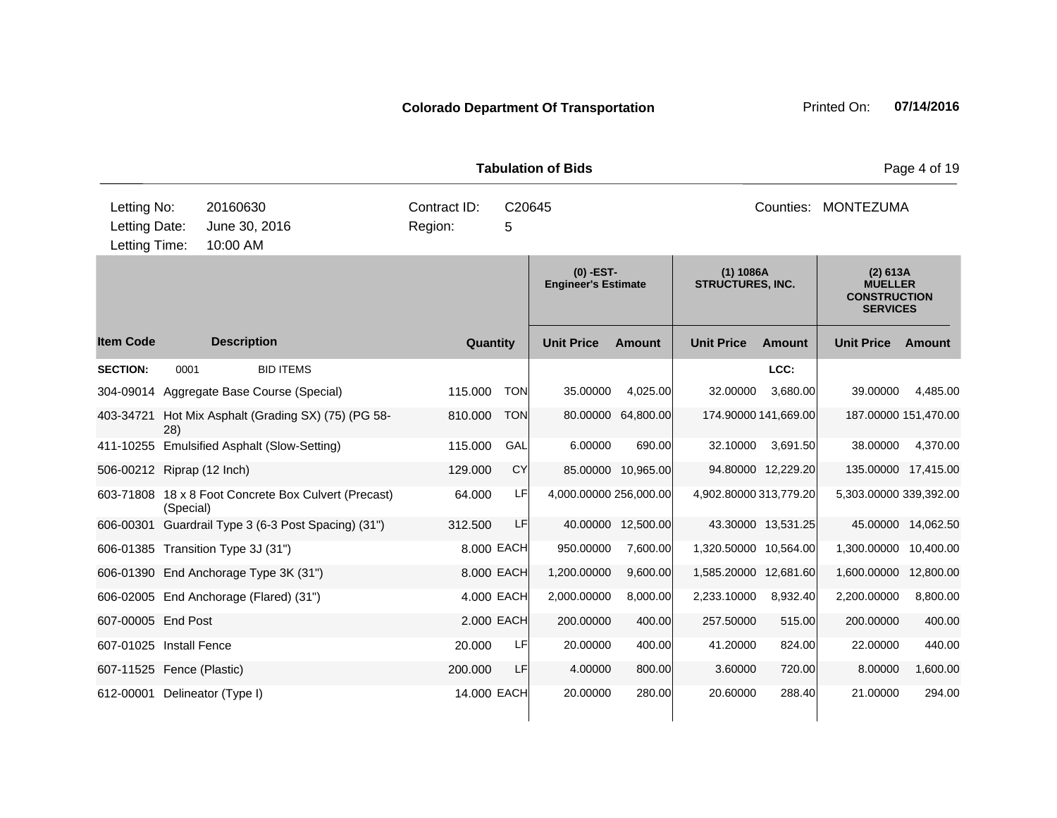**Colorado Department Of Transportation**

Printed On: **07/14/2016**

**Tabulation of Bids**

| Letting No: | 20160630 | Contract ID: | C20645 | Counties: | MONTEZUMA |
|---|---|---|---|---|---|
| Letting Date: | June 30, 2016 | Region: | 5 | | |
| Letting Time: | 10:00 AM | | | | |

| Item Code | Description | Quantity | | (0) -EST- Engineer's Estimate | | (1) 1086A STRUCTURES, INC. | | (2) 613A MUELLER CONSTRUCTION SERVICES | |
|---|---|---|---|---|---|---|---|---|---|
| | | | | Unit Price | Amount | Unit Price | Amount | Unit Price | Amount |
| **SECTION:** | 0001 BID ITEMS | | | | | LCC: | | | |
| 304-09014 | Aggregate Base Course (Special) | 115.000 | TON | 35.00000 | 4,025.00 | 32.00000 | 3,680.00 | 39.00000 | 4,485.00 |
| 403-34721 | Hot Mix Asphalt (Grading SX) (75) (PG 58-28) | 810.000 | TON | 80.00000 | 64,800.00 | 174.90000 | 141,669.00 | 187.00000 | 151,470.00 |
| 411-10255 | Emulsified Asphalt (Slow-Setting) | 115.000 | GAL | 6.00000 | 690.00 | 32.10000 | 3,691.50 | 38.00000 | 4,370.00 |
| 506-00212 | Riprap (12 Inch) | 129.000 | CY | 85.00000 | 10,965.00 | 94.80000 | 12,229.20 | 135.00000 | 17,415.00 |
| 603-71808 | 18 x 8 Foot Concrete Box Culvert (Precast) (Special) | 64.000 | LF | 4,000.00000 | 256,000.00 | 4,902.80000 | 313,779.20 | 5,303.00000 | 339,392.00 |
| 606-00301 | Guardrail Type 3 (6-3 Post Spacing) (31") | 312.500 | LF | 40.00000 | 12,500.00 | 43.30000 | 13,531.25 | 45.00000 | 14,062.50 |
| 606-01385 | Transition Type 3J (31") | 8.000 | EACH | 950.00000 | 7,600.00 | 1,320.50000 | 10,564.00 | 1,300.00000 | 10,400.00 |
| 606-01390 | End Anchorage Type 3K (31") | 8.000 | EACH | 1,200.00000 | 9,600.00 | 1,585.20000 | 12,681.60 | 1,600.00000 | 12,800.00 |
| 606-02005 | End Anchorage (Flared) (31") | 4.000 | EACH | 2,000.00000 | 8,000.00 | 2,233.10000 | 8,932.40 | 2,200.00000 | 8,800.00 |
| 607-00005 | End Post | 2.000 | EACH | 200.00000 | 400.00 | 257.50000 | 515.00 | 200.00000 | 400.00 |
| 607-01025 | Install Fence | 20.000 | LF | 20.00000 | 400.00 | 41.20000 | 824.00 | 22.00000 | 440.00 |
| 607-11525 | Fence (Plastic) | 200.000 | LF | 4.00000 | 800.00 | 3.60000 | 720.00 | 8.00000 | 1,600.00 |
| 612-00001 | Delineator (Type I) | 14.000 | EACH | 20.00000 | 280.00 | 20.60000 | 288.40 | 21.00000 | 294.00 |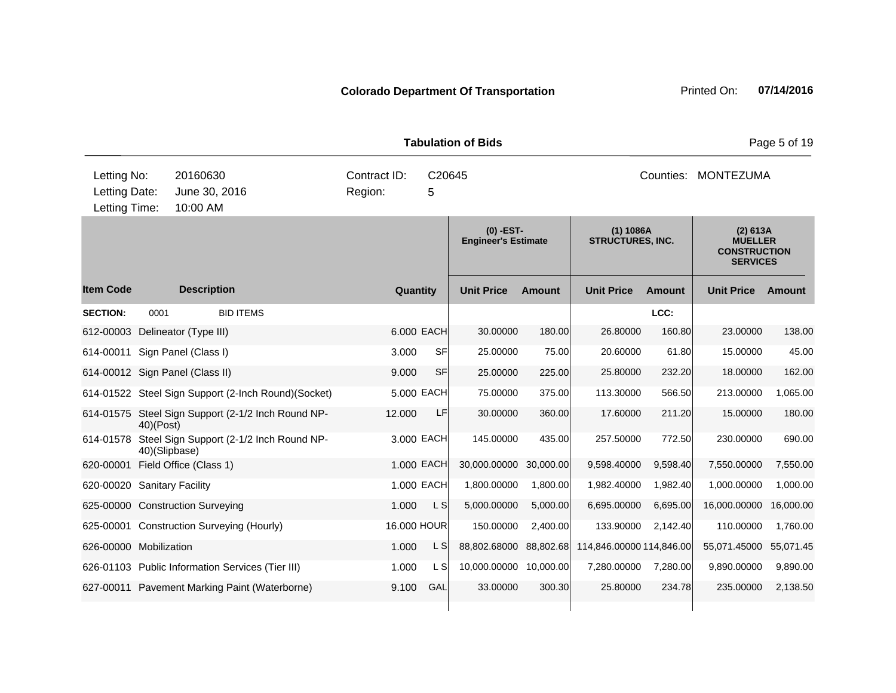**Colorado Department Of Transportation** Printed On: **07/14/2016**

**Tabulation of Bids**

| Letting No: | 20160630 | Contract ID: | C20645 | Counties: | MONTEZUMA |
|---|---|---|---|---|---|
| Letting Date: | June 30, 2016 | Region: | 5 | | |
| Letting Time: | 10:00 AM | | | | |

| | | | | (0) -EST- Engineer's Estimate | | (1) 1086A STRUCTURES, INC. | | (2) 613A MUELLER CONSTRUCTION SERVICES | |
|---|---|---|---|---|---|---|---|---|---|
| **Item Code** | **Description** | **Quantity** | | **Unit Price** | **Amount** | **Unit Price** | **Amount** | **Unit Price** | **Amount** |
| **SECTION:** | 0001 BID ITEMS | | | | | | **LCC:** | | |
| 612-00003 | Delineator (Type III) | 6.000 | EACH | 30.00000 | 180.00 | 26.80000 | 160.80 | 23.00000 | 138.00 |
| 614-00011 | Sign Panel (Class I) | 3.000 | SF | 25.00000 | 75.00 | 20.60000 | 61.80 | 15.00000 | 45.00 |
| 614-00012 | Sign Panel (Class II) | 9.000 | SF | 25.00000 | 225.00 | 25.80000 | 232.20 | 18.00000 | 162.00 |
| 614-01522 | Steel Sign Support (2-Inch Round)(Socket) | 5.000 | EACH | 75.00000 | 375.00 | 113.30000 | 566.50 | 213.00000 | 1,065.00 |
| 614-01575 | Steel Sign Support (2-1/2 Inch Round NP-40)(Post) | 12.000 | LF | 30.00000 | 360.00 | 17.60000 | 211.20 | 15.00000 | 180.00 |
| 614-01578 | Steel Sign Support (2-1/2 Inch Round NP-40)(Slipbase) | 3.000 | EACH | 145.00000 | 435.00 | 257.50000 | 772.50 | 230.00000 | 690.00 |
| 620-00001 | Field Office (Class 1) | 1.000 | EACH | 30,000.00000 | 30,000.00 | 9,598.40000 | 9,598.40 | 7,550.00000 | 7,550.00 |
| 620-00020 | Sanitary Facility | 1.000 | EACH | 1,800.00000 | 1,800.00 | 1,982.40000 | 1,982.40 | 1,000.00000 | 1,000.00 |
| 625-00000 | Construction Surveying | 1.000 | L S | 5,000.00000 | 5,000.00 | 6,695.00000 | 6,695.00 | 16,000.00000 | 16,000.00 |
| 625-00001 | Construction Surveying (Hourly) | 16.000 | HOUR | 150.00000 | 2,400.00 | 133.90000 | 2,142.40 | 110.00000 | 1,760.00 |
| 626-00000 | Mobilization | 1.000 | L S | 88,802.68000 | 88,802.68 | 114,846.00000 | 114,846.00 | 55,071.45000 | 55,071.45 |
| 626-01103 | Public Information Services (Tier III) | 1.000 | L S | 10,000.00000 | 10,000.00 | 7,280.00000 | 7,280.00 | 9,890.00000 | 9,890.00 |
| 627-00011 | Pavement Marking Paint (Waterborne) | 9.100 | GAL | 33.00000 | 300.30 | 25.80000 | 234.78 | 235.00000 | 2,138.50 |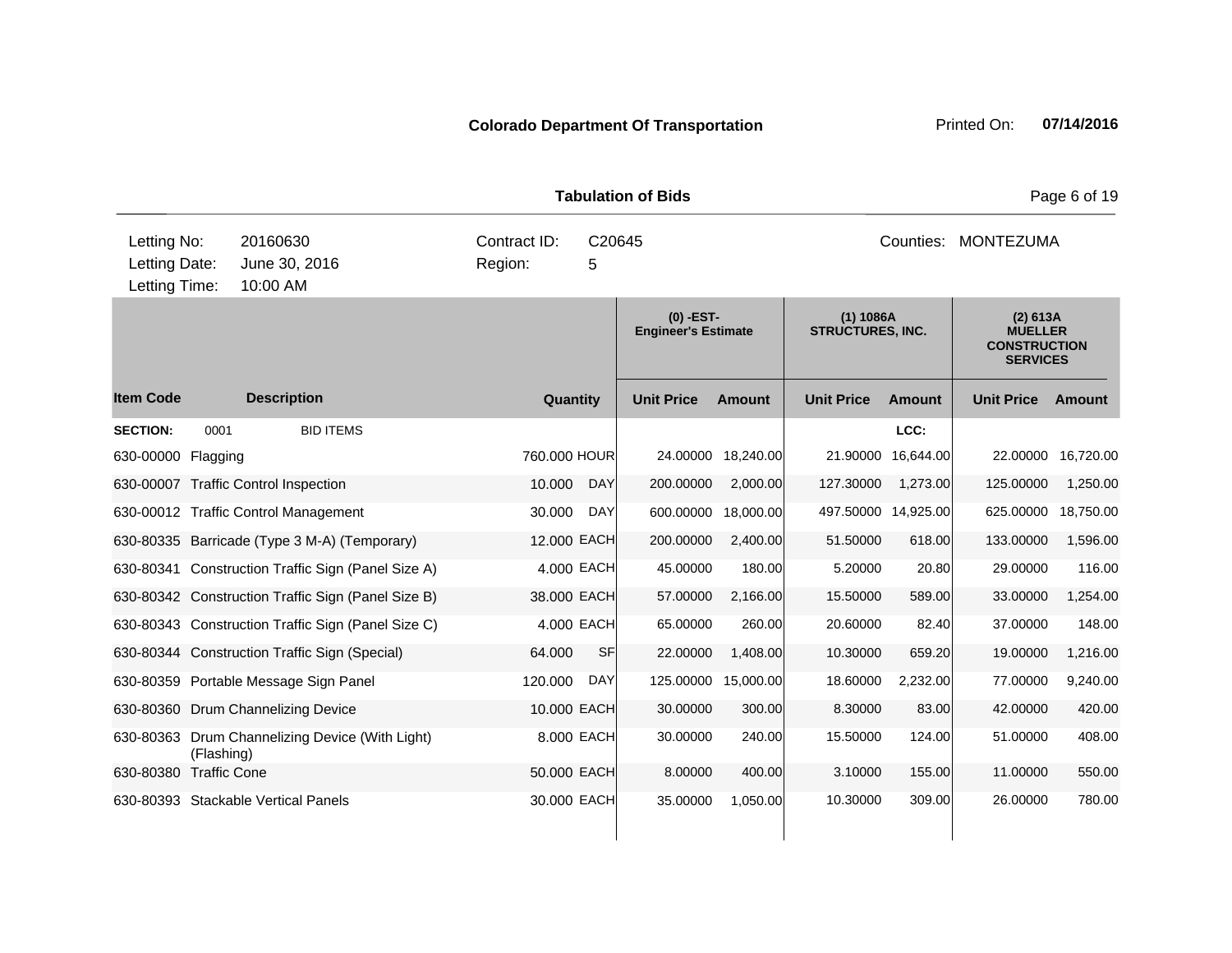**Colorado Department Of Transportation** Printed On: **07/14/2016**

**Tabulation of Bids**

| | | | | |
|---|---|---|---|---|
| Letting No: | 20160630 | Contract ID: | C20645 | Counties: MONTEZUMA |
| Letting Date: | June 30, 2016 | Region: | 5 | |
| Letting Time: | 10:00 AM | | | |

| | | | | (0) -EST- Engineer's Estimate | | (1) 1086A STRUCTURES, INC. | | (2) 613A MUELLER CONSTRUCTION SERVICES | |
|---|---|---|---|---|---|---|---|---|---|
| **Item Code** | **Description** | **Quantity** | | **Unit Price** | **Amount** | **Unit Price** | **Amount** | **Unit Price** | **Amount** |
| **SECTION:** | 0001 BID ITEMS | | | | | | **LCC:** | | |
| 630-00000 | Flagging | 760.000 | HOUR | 24.00000 | 18,240.00 | 21.90000 | 16,644.00 | 22.00000 | 16,720.00 |
| 630-00007 | Traffic Control Inspection | 10.000 | DAY | 200.00000 | 2,000.00 | 127.30000 | 1,273.00 | 125.00000 | 1,250.00 |
| 630-00012 | Traffic Control Management | 30.000 | DAY | 600.00000 | 18,000.00 | 497.50000 | 14,925.00 | 625.00000 | 18,750.00 |
| 630-80335 | Barricade (Type 3 M-A) (Temporary) | 12.000 | EACH | 200.00000 | 2,400.00 | 51.50000 | 618.00 | 133.00000 | 1,596.00 |
| 630-80341 | Construction Traffic Sign (Panel Size A) | 4.000 | EACH | 45.00000 | 180.00 | 5.20000 | 20.80 | 29.00000 | 116.00 |
| 630-80342 | Construction Traffic Sign (Panel Size B) | 38.000 | EACH | 57.00000 | 2,166.00 | 15.50000 | 589.00 | 33.00000 | 1,254.00 |
| 630-80343 | Construction Traffic Sign (Panel Size C) | 4.000 | EACH | 65.00000 | 260.00 | 20.60000 | 82.40 | 37.00000 | 148.00 |
| 630-80344 | Construction Traffic Sign (Special) | 64.000 | SF | 22.00000 | 1,408.00 | 10.30000 | 659.20 | 19.00000 | 1,216.00 |
| 630-80359 | Portable Message Sign Panel | 120.000 | DAY | 125.00000 | 15,000.00 | 18.60000 | 2,232.00 | 77.00000 | 9,240.00 |
| 630-80360 | Drum Channelizing Device | 10.000 | EACH | 30.00000 | 300.00 | 8.30000 | 83.00 | 42.00000 | 420.00 |
| 630-80363 | Drum Channelizing Device (With Light) (Flashing) | 8.000 | EACH | 30.00000 | 240.00 | 15.50000 | 124.00 | 51.00000 | 408.00 |
| 630-80380 | Traffic Cone | 50.000 | EACH | 8.00000 | 400.00 | 3.10000 | 155.00 | 11.00000 | 550.00 |
| 630-80393 | Stackable Vertical Panels | 30.000 | EACH | 35.00000 | 1,050.00 | 10.30000 | 309.00 | 26.00000 | 780.00 |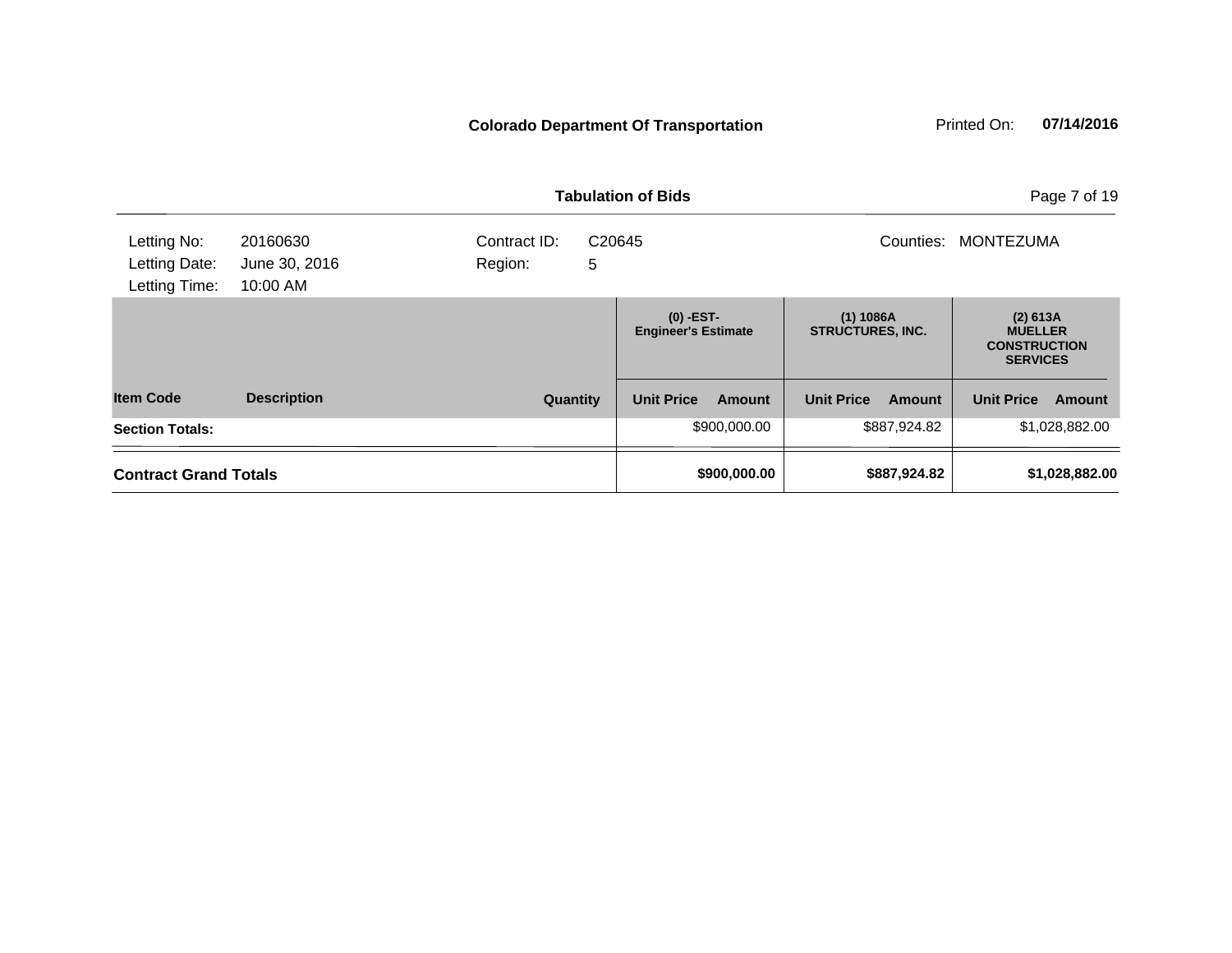**Colorado Department Of Transportation** Printed On: **07/14/2016**

**Tabulation of Bids**

| | | | | |
|---|---|---|---|---|
| Letting No: | 20160630 | Contract ID: | C20645 | Counties: MONTEZUMA |
| Letting Date: | June 30, 2016 | Region: | 5 | |
| Letting Time: | 10:00 AM | | | |

| | | | (0) -EST- Engineer's Estimate | | (1) 1086A STRUCTURES, INC. | | (2) 613A MUELLER CONSTRUCTION SERVICES | |
|---|---|---|---|---|---|---|---|---|
| **Item Code** | **Description** | **Quantity** | **Unit Price** | **Amount** | **Unit Price** | **Amount** | **Unit Price** | **Amount** |
| **Section Totals:** | | | | $900,000.00 | | $887,924.82 | | $1,028,882.00 |
| **Contract Grand Totals** | | | | **$900,000.00** | | **$887,924.82** | | **$1,028,882.00** |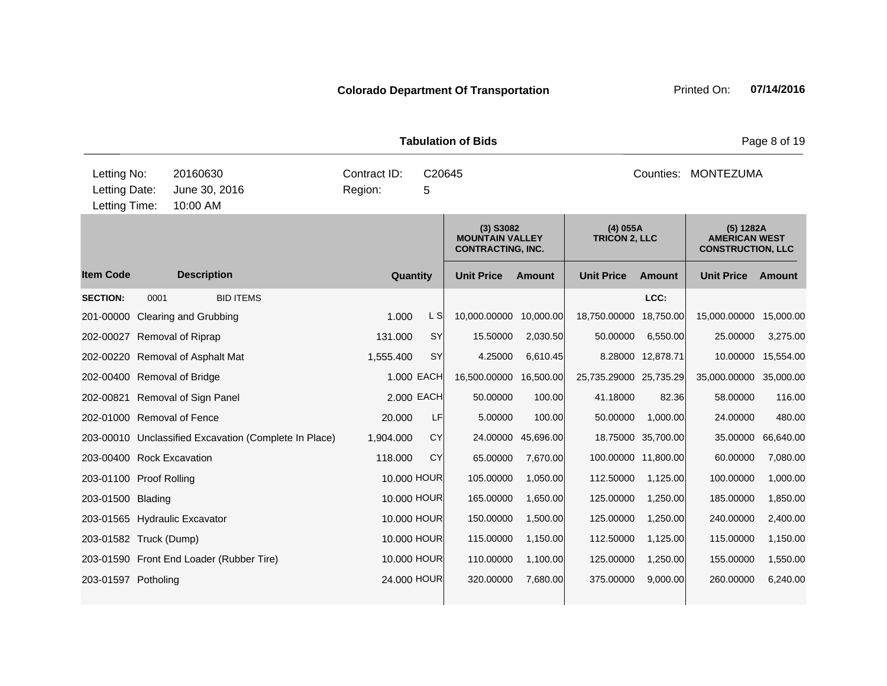**Colorado Department Of Transportation** Printed On: **07/14/2016**

**Tabulation of Bids**

| | | | |
|---|---|---|---|
| Letting No: | 20160630 | Contract ID: | C20645 |
| Letting Date: | June 30, 2016 | Region: | 5 |
| Letting Time: | 10:00 AM | | |

Counties: MONTEZUMA

| Item Code | Description | Quantity | | (3) S3082 MOUNTAIN VALLEY CONTRACTING, INC. | | (4) 055A TRICON 2, LLC | | (5) 1282A AMERICAN WEST CONSTRUCTION, LLC | |
|---|---|---|---|---|---|---|---|---|---|
| | | | | Unit Price | Amount | Unit Price | Amount | Unit Price | Amount |
| **SECTION:** | 0001 BID ITEMS | | | | | | LCC: | | |
| 201-00000 | Clearing and Grubbing | 1.000 | L S | 10,000.00000 | 10,000.00 | 18,750.00000 | 18,750.00 | 15,000.00000 | 15,000.00 |
| 202-00027 | Removal of Riprap | 131.000 | SY | 15.50000 | 2,030.50 | 50.00000 | 6,550.00 | 25.00000 | 3,275.00 |
| 202-00220 | Removal of Asphalt Mat | 1,555.400 | SY | 4.25000 | 6,610.45 | 8.28000 | 12,878.71 | 10.00000 | 15,554.00 |
| 202-00400 | Removal of Bridge | 1.000 | EACH | 16,500.00000 | 16,500.00 | 25,735.29000 | 25,735.29 | 35,000.00000 | 35,000.00 |
| 202-00821 | Removal of Sign Panel | 2.000 | EACH | 50.00000 | 100.00 | 41.18000 | 82.36 | 58.00000 | 116.00 |
| 202-01000 | Removal of Fence | 20.000 | LF | 5.00000 | 100.00 | 50.00000 | 1,000.00 | 24.00000 | 480.00 |
| 203-00010 | Unclassified Excavation (Complete In Place) | 1,904.000 | CY | 24.00000 | 45,696.00 | 18.75000 | 35,700.00 | 35.00000 | 66,640.00 |
| 203-00400 | Rock Excavation | 118.000 | CY | 65.00000 | 7,670.00 | 100.00000 | 11,800.00 | 60.00000 | 7,080.00 |
| 203-01100 | Proof Rolling | 10.000 | HOUR | 105.00000 | 1,050.00 | 112.50000 | 1,125.00 | 100.00000 | 1,000.00 |
| 203-01500 | Blading | 10.000 | HOUR | 165.00000 | 1,650.00 | 125.00000 | 1,250.00 | 185.00000 | 1,850.00 |
| 203-01565 | Hydraulic Excavator | 10.000 | HOUR | 150.00000 | 1,500.00 | 125.00000 | 1,250.00 | 240.00000 | 2,400.00 |
| 203-01582 | Truck (Dump) | 10.000 | HOUR | 115.00000 | 1,150.00 | 112.50000 | 1,125.00 | 115.00000 | 1,150.00 |
| 203-01590 | Front End Loader (Rubber Tire) | 10.000 | HOUR | 110.00000 | 1,100.00 | 125.00000 | 1,250.00 | 155.00000 | 1,550.00 |
| 203-01597 | Potholing | 24.000 | HOUR | 320.00000 | 7,680.00 | 375.00000 | 9,000.00 | 260.00000 | 6,240.00 |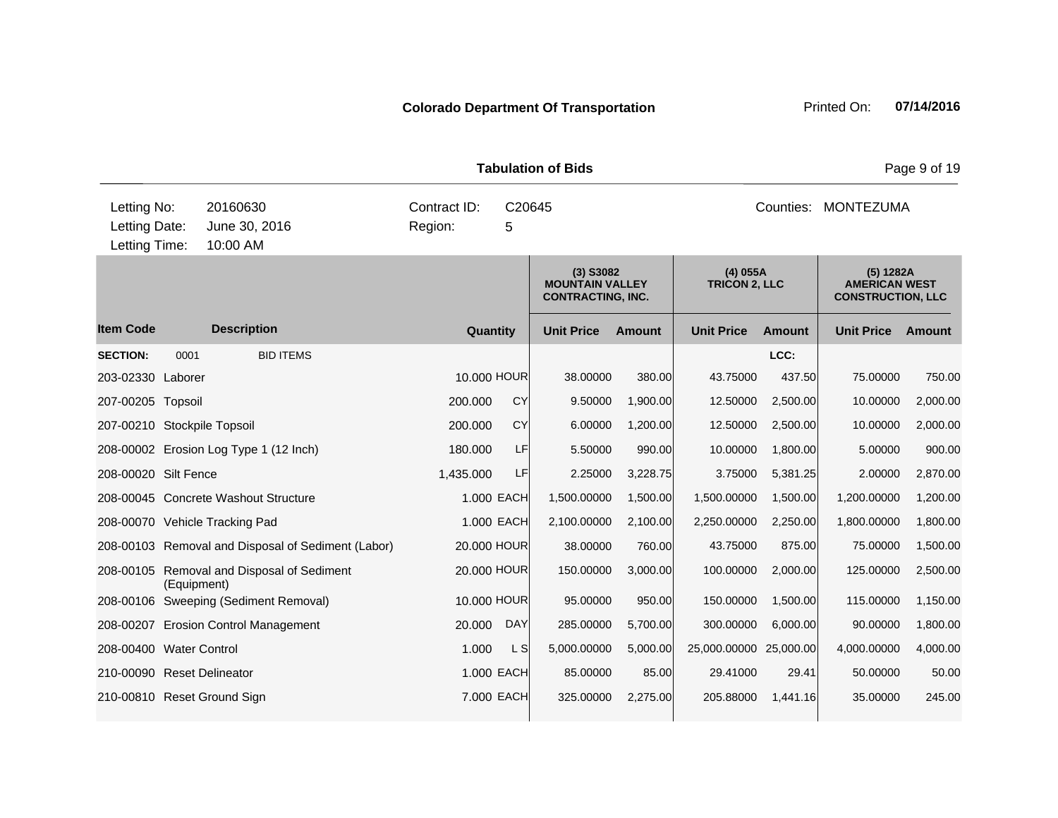**Colorado Department Of Transportation** Printed On: **07/14/2016**

**Tabulation of Bids**

| | | | |
|---|---|---|---|
| Letting No: | 20160630 | Contract ID: | C20645 |
| Letting Date: | June 30, 2016 | Region: | 5 |
| Letting Time: | 10:00 AM | | |

Counties: MONTEZUMA

| | | | | (3) S3082 MOUNTAIN VALLEY CONTRACTING, INC. | | (4) 055A TRICON 2, LLC | | (5) 1282A AMERICAN WEST CONSTRUCTION, LLC | |
|---|---|---|---|---|---|---|---|---|---|
| **Item Code** | **Description** | **Quantity** | | **Unit Price** | **Amount** | **Unit Price** | **Amount** | **Unit Price** | **Amount** |
| **SECTION:** | 0001 BID ITEMS | | | | | | LCC: | | |
| 203-02330 | Laborer | 10.000 | HOUR | 38.00000 | 380.00 | 43.75000 | 437.50 | 75.00000 | 750.00 |
| 207-00205 | Topsoil | 200.000 | CY | 9.50000 | 1,900.00 | 12.50000 | 2,500.00 | 10.00000 | 2,000.00 |
| 207-00210 | Stockpile Topsoil | 200.000 | CY | 6.00000 | 1,200.00 | 12.50000 | 2,500.00 | 10.00000 | 2,000.00 |
| 208-00002 | Erosion Log Type 1 (12 Inch) | 180.000 | LF | 5.50000 | 990.00 | 10.00000 | 1,800.00 | 5.00000 | 900.00 |
| 208-00020 | Silt Fence | 1,435.000 | LF | 2.25000 | 3,228.75 | 3.75000 | 5,381.25 | 2.00000 | 2,870.00 |
| 208-00045 | Concrete Washout Structure | 1.000 | EACH | 1,500.00000 | 1,500.00 | 1,500.00000 | 1,500.00 | 1,200.00000 | 1,200.00 |
| 208-00070 | Vehicle Tracking Pad | 1.000 | EACH | 2,100.00000 | 2,100.00 | 2,250.00000 | 2,250.00 | 1,800.00000 | 1,800.00 |
| 208-00103 | Removal and Disposal of Sediment (Labor) | 20.000 | HOUR | 38.00000 | 760.00 | 43.75000 | 875.00 | 75.00000 | 1,500.00 |
| 208-00105 | Removal and Disposal of Sediment (Equipment) | 20.000 | HOUR | 150.00000 | 3,000.00 | 100.00000 | 2,000.00 | 125.00000 | 2,500.00 |
| 208-00106 | Sweeping (Sediment Removal) | 10.000 | HOUR | 95.00000 | 950.00 | 150.00000 | 1,500.00 | 115.00000 | 1,150.00 |
| 208-00207 | Erosion Control Management | 20.000 | DAY | 285.00000 | 5,700.00 | 300.00000 | 6,000.00 | 90.00000 | 1,800.00 |
| 208-00400 | Water Control | 1.000 | L S | 5,000.00000 | 5,000.00 | 25,000.00000 | 25,000.00 | 4,000.00000 | 4,000.00 |
| 210-00090 | Reset Delineator | 1.000 | EACH | 85.00000 | 85.00 | 29.41000 | 29.41 | 50.00000 | 50.00 |
| 210-00810 | Reset Ground Sign | 7.000 | EACH | 325.00000 | 2,275.00 | 205.88000 | 1,441.16 | 35.00000 | 245.00 |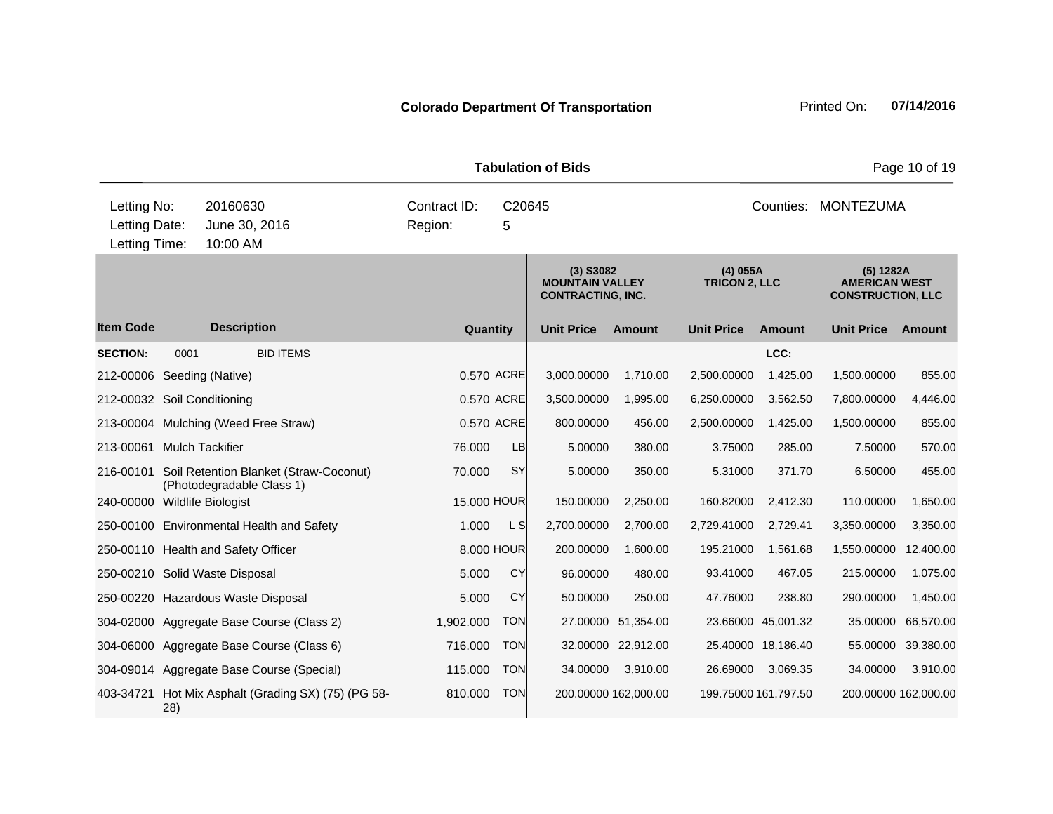**Colorado Department Of Transportation** Printed On: **07/14/2016**

**Tabulation of Bids**

| | | | |
|---|---|---|---|
| Letting No: | 20160630 | Contract ID: | C20645 |
| Letting Date: | June 30, 2016 | Region: | 5 |
| Letting Time: | 10:00 AM | Counties: | MONTEZUMA |

| Item Code | Description | Quantity | Unit | (3) S3082 MOUNTAIN VALLEY CONTRACTING, INC. Unit Price | Amount | (4) 055A TRICON 2, LLC Unit Price | Amount | (5) 1282A AMERICAN WEST CONSTRUCTION, LLC Unit Price | Amount |
|---|---|---|---|---|---|---|---|---|---|
| **SECTION:** 0001 | BID ITEMS | | | | | | LCC: | | |
| 212-00006 | Seeding (Native) | 0.570 | ACRE | 3,000.00000 | 1,710.00 | 2,500.00000 | 1,425.00 | 1,500.00000 | 855.00 |
| 212-00032 | Soil Conditioning | 0.570 | ACRE | 3,500.00000 | 1,995.00 | 6,250.00000 | 3,562.50 | 7,800.00000 | 4,446.00 |
| 213-00004 | Mulching (Weed Free Straw) | 0.570 | ACRE | 800.00000 | 456.00 | 2,500.00000 | 1,425.00 | 1,500.00000 | 855.00 |
| 213-00061 | Mulch Tackifier | 76.000 | LB | 5.00000 | 380.00 | 3.75000 | 285.00 | 7.50000 | 570.00 |
| 216-00101 | Soil Retention Blanket (Straw-Coconut) (Photodegradable Class 1) | 70.000 | SY | 5.00000 | 350.00 | 5.31000 | 371.70 | 6.50000 | 455.00 |
| 240-00000 | Wildlife Biologist | 15.000 | HOUR | 150.00000 | 2,250.00 | 160.82000 | 2,412.30 | 110.00000 | 1,650.00 |
| 250-00100 | Environmental Health and Safety | 1.000 | L S | 2,700.00000 | 2,700.00 | 2,729.41000 | 2,729.41 | 3,350.00000 | 3,350.00 |
| 250-00110 | Health and Safety Officer | 8.000 | HOUR | 200.00000 | 1,600.00 | 195.21000 | 1,561.68 | 1,550.00000 | 12,400.00 |
| 250-00210 | Solid Waste Disposal | 5.000 | CY | 96.00000 | 480.00 | 93.41000 | 467.05 | 215.00000 | 1,075.00 |
| 250-00220 | Hazardous Waste Disposal | 5.000 | CY | 50.00000 | 250.00 | 47.76000 | 238.80 | 290.00000 | 1,450.00 |
| 304-02000 | Aggregate Base Course (Class 2) | 1,902.000 | TON | 27.00000 | 51,354.00 | 23.66000 | 45,001.32 | 35.00000 | 66,570.00 |
| 304-06000 | Aggregate Base Course (Class 6) | 716.000 | TON | 32.00000 | 22,912.00 | 25.40000 | 18,186.40 | 55.00000 | 39,380.00 |
| 304-09014 | Aggregate Base Course (Special) | 115.000 | TON | 34.00000 | 3,910.00 | 26.69000 | 3,069.35 | 34.00000 | 3,910.00 |
| 403-34721 | Hot Mix Asphalt (Grading SX) (75) (PG 58-28) | 810.000 | TON | 200.00000 | 162,000.00 | 199.75000 | 161,797.50 | 200.00000 | 162,000.00 |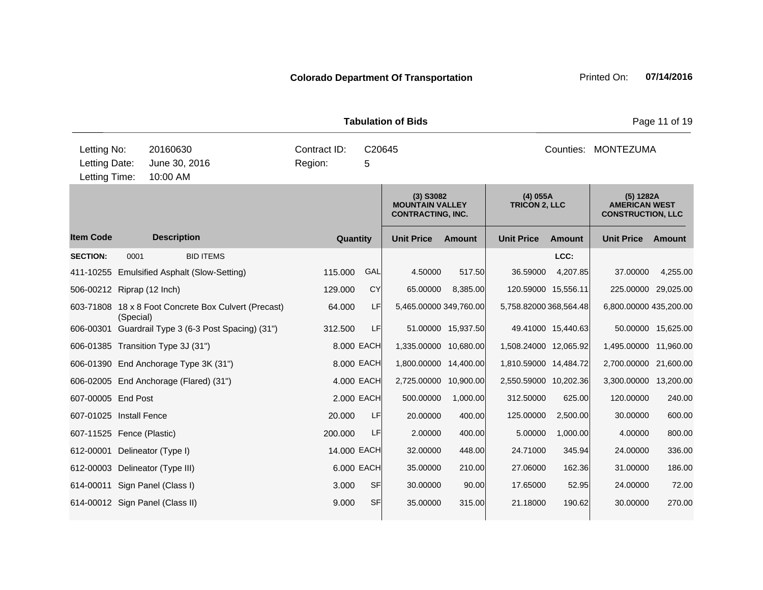**Colorado Department Of Transportation**

Printed On: **07/14/2016**

**Tabulation of Bids**

| Letting No: | 20160630 | Contract ID: | C20645 | Counties: | MONTEZUMA |
|---|---|---|---|---|---|
| Letting Date: | June 30, 2016 | Region: | 5 | | |
| Letting Time: | 10:00 AM | | | | |

| | | | | (3) S3082 MOUNTAIN VALLEY CONTRACTING, INC. | | (4) 055A TRICON 2, LLC | | (5) 1282A AMERICAN WEST CONSTRUCTION, LLC | |
|---|---|---|---|---|---|---|---|---|---|
| **Item Code** | **Description** | **Quantity** | | **Unit Price** | **Amount** | **Unit Price** | **Amount** | **Unit Price** | **Amount** |
| **SECTION:** | 0001 BID ITEMS | | | | | | LCC: | | |
| 411-10255 | Emulsified Asphalt (Slow-Setting) | 115.000 | GAL | 4.50000 | 517.50 | 36.59000 | 4,207.85 | 37.00000 | 4,255.00 |
| 506-00212 | Riprap (12 Inch) | 129.000 | CY | 65.00000 | 8,385.00 | 120.59000 | 15,556.11 | 225.00000 | 29,025.00 |
| 603-71808 | 18 x 8 Foot Concrete Box Culvert (Precast) (Special) | 64.000 | LF | 5,465.00000 | 349,760.00 | 5,758.82000 | 368,564.48 | 6,800.00000 | 435,200.00 |
| 606-00301 | Guardrail Type 3 (6-3 Post Spacing) (31") | 312.500 | LF | 51.00000 | 15,937.50 | 49.41000 | 15,440.63 | 50.00000 | 15,625.00 |
| 606-01385 | Transition Type 3J (31") | 8.000 | EACH | 1,335.00000 | 10,680.00 | 1,508.24000 | 12,065.92 | 1,495.00000 | 11,960.00 |
| 606-01390 | End Anchorage Type 3K (31") | 8.000 | EACH | 1,800.00000 | 14,400.00 | 1,810.59000 | 14,484.72 | 2,700.00000 | 21,600.00 |
| 606-02005 | End Anchorage (Flared) (31") | 4.000 | EACH | 2,725.00000 | 10,900.00 | 2,550.59000 | 10,202.36 | 3,300.00000 | 13,200.00 |
| 607-00005 | End Post | 2.000 | EACH | 500.00000 | 1,000.00 | 312.50000 | 625.00 | 120.00000 | 240.00 |
| 607-01025 | Install Fence | 20.000 | LF | 20.00000 | 400.00 | 125.00000 | 2,500.00 | 30.00000 | 600.00 |
| 607-11525 | Fence (Plastic) | 200.000 | LF | 2.00000 | 400.00 | 5.00000 | 1,000.00 | 4.00000 | 800.00 |
| 612-00001 | Delineator (Type I) | 14.000 | EACH | 32.00000 | 448.00 | 24.71000 | 345.94 | 24.00000 | 336.00 |
| 612-00003 | Delineator (Type III) | 6.000 | EACH | 35.00000 | 210.00 | 27.06000 | 162.36 | 31.00000 | 186.00 |
| 614-00011 | Sign Panel (Class I) | 3.000 | SF | 30.00000 | 90.00 | 17.65000 | 52.95 | 24.00000 | 72.00 |
| 614-00012 | Sign Panel (Class II) | 9.000 | SF | 35.00000 | 315.00 | 21.18000 | 190.62 | 30.00000 | 270.00 |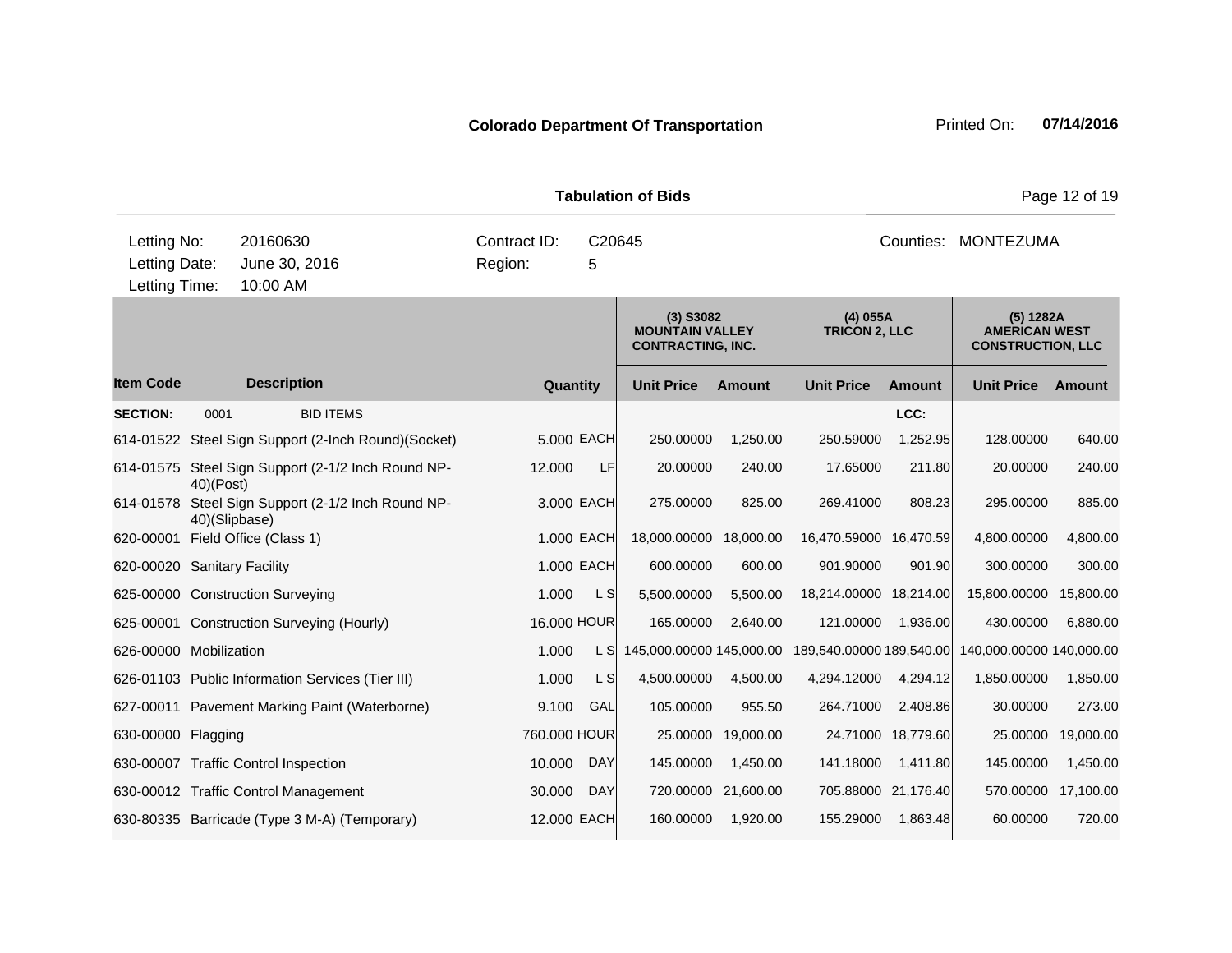**Colorado Department Of Transportation** Printed On: **07/14/2016**

**Tabulation of Bids**

| Letting No: | 20160630 | Contract ID: | C20645 | Counties: | MONTEZUMA |
|---|---|---|---|---|---|
| Letting Date: | June 30, 2016 | Region: | 5 | | |
| Letting Time: | 10:00 AM | | | | |

| | | | | (3) S3082 MOUNTAIN VALLEY CONTRACTING, INC. | | (4) 055A TRICON 2, LLC | | (5) 1282A AMERICAN WEST CONSTRUCTION, LLC | |
|---|---|---|---|---|---|---|---|---|---|
| **Item Code** | **Description** | **Quantity** | | **Unit Price** | **Amount** | **Unit Price** | **Amount** | **Unit Price** | **Amount** |
| **SECTION:** | 0001 BID ITEMS | | | | | | LCC: | | |
| 614-01522 | Steel Sign Support (2-Inch Round)(Socket) | 5.000 | EACH | 250.00000 | 1,250.00 | 250.59000 | 1,252.95 | 128.00000 | 640.00 |
| 614-01575 | Steel Sign Support (2-1/2 Inch Round NP-40)(Post) | 12.000 | LF | 20.00000 | 240.00 | 17.65000 | 211.80 | 20.00000 | 240.00 |
| 614-01578 | Steel Sign Support (2-1/2 Inch Round NP-40)(Slipbase) | 3.000 | EACH | 275.00000 | 825.00 | 269.41000 | 808.23 | 295.00000 | 885.00 |
| 620-00001 | Field Office (Class 1) | 1.000 | EACH | 18,000.00000 | 18,000.00 | 16,470.59000 | 16,470.59 | 4,800.00000 | 4,800.00 |
| 620-00020 | Sanitary Facility | 1.000 | EACH | 600.00000 | 600.00 | 901.90000 | 901.90 | 300.00000 | 300.00 |
| 625-00000 | Construction Surveying | 1.000 | L S | 5,500.00000 | 5,500.00 | 18,214.00000 | 18,214.00 | 15,800.00000 | 15,800.00 |
| 625-00001 | Construction Surveying (Hourly) | 16.000 | HOUR | 165.00000 | 2,640.00 | 121.00000 | 1,936.00 | 430.00000 | 6,880.00 |
| 626-00000 | Mobilization | 1.000 | L S | 145,000.00000 | 145,000.00 | 189,540.00000 | 189,540.00 | 140,000.00000 | 140,000.00 |
| 626-01103 | Public Information Services (Tier III) | 1.000 | L S | 4,500.00000 | 4,500.00 | 4,294.12000 | 4,294.12 | 1,850.00000 | 1,850.00 |
| 627-00011 | Pavement Marking Paint (Waterborne) | 9.100 | GAL | 105.00000 | 955.50 | 264.71000 | 2,408.86 | 30.00000 | 273.00 |
| 630-00000 | Flagging | 760.000 | HOUR | 25.00000 | 19,000.00 | 24.71000 | 18,779.60 | 25.00000 | 19,000.00 |
| 630-00007 | Traffic Control Inspection | 10.000 | DAY | 145.00000 | 1,450.00 | 141.18000 | 1,411.80 | 145.00000 | 1,450.00 |
| 630-00012 | Traffic Control Management | 30.000 | DAY | 720.00000 | 21,600.00 | 705.88000 | 21,176.40 | 570.00000 | 17,100.00 |
| 630-80335 | Barricade (Type 3 M-A) (Temporary) | 12.000 | EACH | 160.00000 | 1,920.00 | 155.29000 | 1,863.48 | 60.00000 | 720.00 |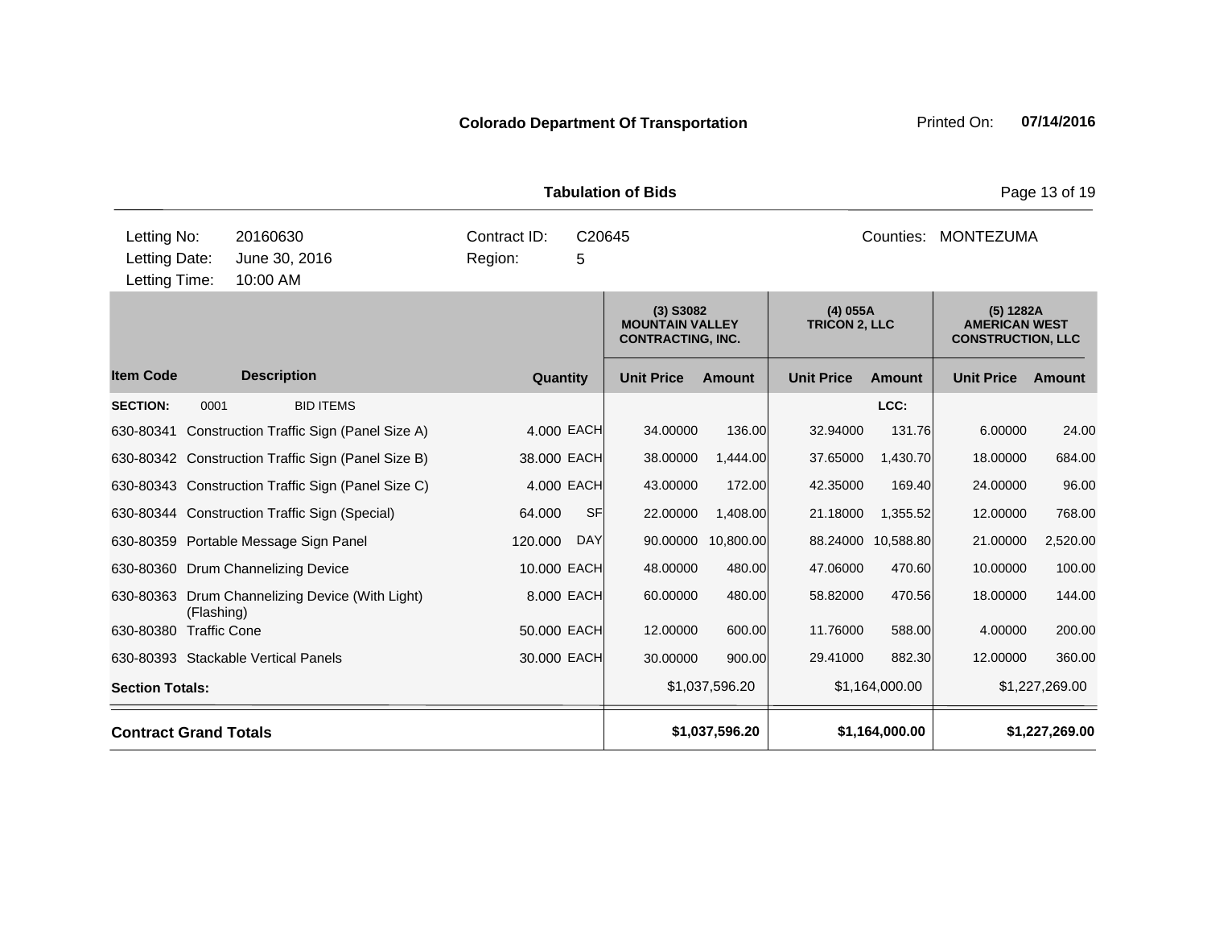**Colorado Department Of Transportation** Printed On: **07/14/2016**

**Tabulation of Bids**

| | | | |
|---|---|---|---|
| Letting No: | 20160630 | Contract ID: | C20645 |
| Letting Date: | June 30, 2016 | Region: | 5 |
| Letting Time: | 10:00 AM | | |

Counties: MONTEZUMA

| | | | | (3) S3082 MOUNTAIN VALLEY CONTRACTING, INC. | | (4) 055A TRICON 2, LLC | | (5) 1282A AMERICAN WEST CONSTRUCTION, LLC | |
|---|---|---|---|---|---|---|---|---|---|
| **Item Code** | **Description** | **Quantity** | | **Unit Price** | **Amount** | **Unit Price** | **Amount** | **Unit Price** | **Amount** |
| **SECTION:** | 0001 BID ITEMS | | | | | | LCC: | | |
| 630-80341 | Construction Traffic Sign (Panel Size A) | 4.000 | EACH | 34.00000 | 136.00 | 32.94000 | 131.76 | 6.00000 | 24.00 |
| 630-80342 | Construction Traffic Sign (Panel Size B) | 38.000 | EACH | 38.00000 | 1,444.00 | 37.65000 | 1,430.70 | 18.00000 | 684.00 |
| 630-80343 | Construction Traffic Sign (Panel Size C) | 4.000 | EACH | 43.00000 | 172.00 | 42.35000 | 169.40 | 24.00000 | 96.00 |
| 630-80344 | Construction Traffic Sign (Special) | 64.000 | SF | 22.00000 | 1,408.00 | 21.18000 | 1,355.52 | 12.00000 | 768.00 |
| 630-80359 | Portable Message Sign Panel | 120.000 | DAY | 90.00000 | 10,800.00 | 88.24000 | 10,588.80 | 21.00000 | 2,520.00 |
| 630-80360 | Drum Channelizing Device | 10.000 | EACH | 48.00000 | 480.00 | 47.06000 | 470.60 | 10.00000 | 100.00 |
| 630-80363 | Drum Channelizing Device (With Light) (Flashing) | 8.000 | EACH | 60.00000 | 480.00 | 58.82000 | 470.56 | 18.00000 | 144.00 |
| 630-80380 | Traffic Cone | 50.000 | EACH | 12.00000 | 600.00 | 11.76000 | 588.00 | 4.00000 | 200.00 |
| 630-80393 | Stackable Vertical Panels | 30.000 | EACH | 30.00000 | 900.00 | 29.41000 | 882.30 | 12.00000 | 360.00 |
| **Section Totals:** | | | | | $1,037,596.20 | | $1,164,000.00 | | $1,227,269.00 |
| **Contract Grand Totals** | | | | | **$1,037,596.20** | | **$1,164,000.00** | | **$1,227,269.00** |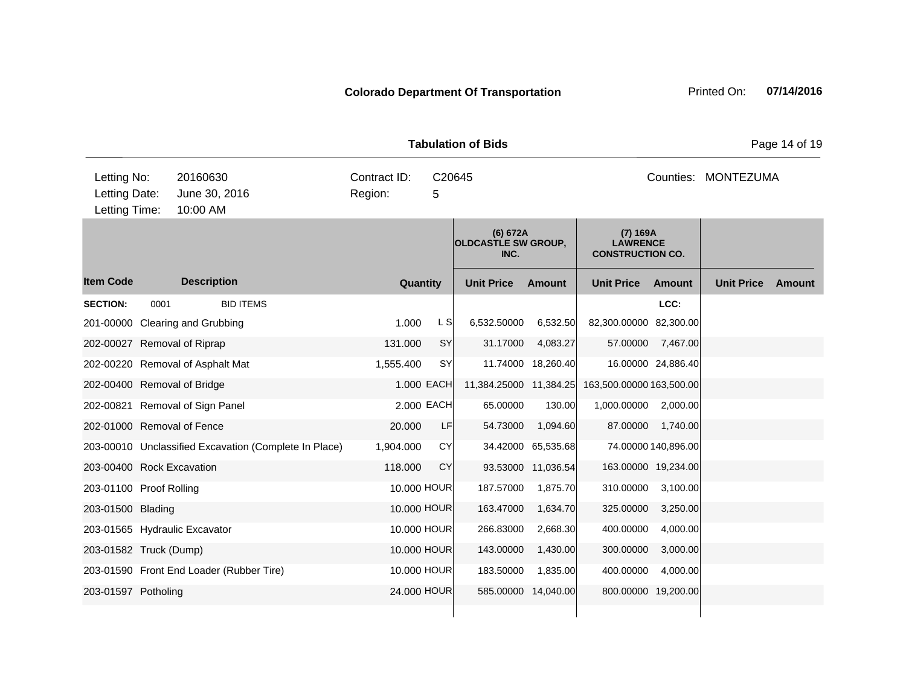**Colorado Department Of Transportation**

Printed On: **07/14/2016**

**Tabulation of Bids**

| | | | |
|---|---|---|---|
| Letting No: | 20160630 | Contract ID: | C20645 |
| Letting Date: | June 30, 2016 | Region: | 5 |
| Letting Time: | 10:00 AM | | |

Counties: MONTEZUMA

| | | | | (6) 672A OLDCASTLE SW GROUP, INC. | | (7) 169A LAWRENCE CONSTRUCTION CO. | | | |
|---|---|---|---|---|---|---|---|---|---|
| **Item Code** | **Description** | **Quantity** | | **Unit Price** | **Amount** | **Unit Price** | **Amount** | **Unit Price** | **Amount** |
| **SECTION:** | 0001 BID ITEMS | | | | | | **LCC:** | | |
| 201-00000 | Clearing and Grubbing | 1.000 | L S | 6,532.50000 | 6,532.50 | 82,300.00000 | 82,300.00 | | |
| 202-00027 | Removal of Riprap | 131.000 | SY | 31.17000 | 4,083.27 | 57.00000 | 7,467.00 | | |
| 202-00220 | Removal of Asphalt Mat | 1,555.400 | SY | 11.74000 | 18,260.40 | 16.00000 | 24,886.40 | | |
| 202-00400 | Removal of Bridge | 1.000 | EACH | 11,384.25000 | 11,384.25 | 163,500.00000 | 163,500.00 | | |
| 202-00821 | Removal of Sign Panel | 2.000 | EACH | 65.00000 | 130.00 | 1,000.00000 | 2,000.00 | | |
| 202-01000 | Removal of Fence | 20.000 | LF | 54.73000 | 1,094.60 | 87.00000 | 1,740.00 | | |
| 203-00010 | Unclassified Excavation (Complete In Place) | 1,904.000 | CY | 34.42000 | 65,535.68 | 74.00000 | 140,896.00 | | |
| 203-00400 | Rock Excavation | 118.000 | CY | 93.53000 | 11,036.54 | 163.00000 | 19,234.00 | | |
| 203-01100 | Proof Rolling | 10.000 | HOUR | 187.57000 | 1,875.70 | 310.00000 | 3,100.00 | | |
| 203-01500 | Blading | 10.000 | HOUR | 163.47000 | 1,634.70 | 325.00000 | 3,250.00 | | |
| 203-01565 | Hydraulic Excavator | 10.000 | HOUR | 266.83000 | 2,668.30 | 400.00000 | 4,000.00 | | |
| 203-01582 | Truck (Dump) | 10.000 | HOUR | 143.00000 | 1,430.00 | 300.00000 | 3,000.00 | | |
| 203-01590 | Front End Loader (Rubber Tire) | 10.000 | HOUR | 183.50000 | 1,835.00 | 400.00000 | 4,000.00 | | |
| 203-01597 | Potholing | 24.000 | HOUR | 585.00000 | 14,040.00 | 800.00000 | 19,200.00 | | |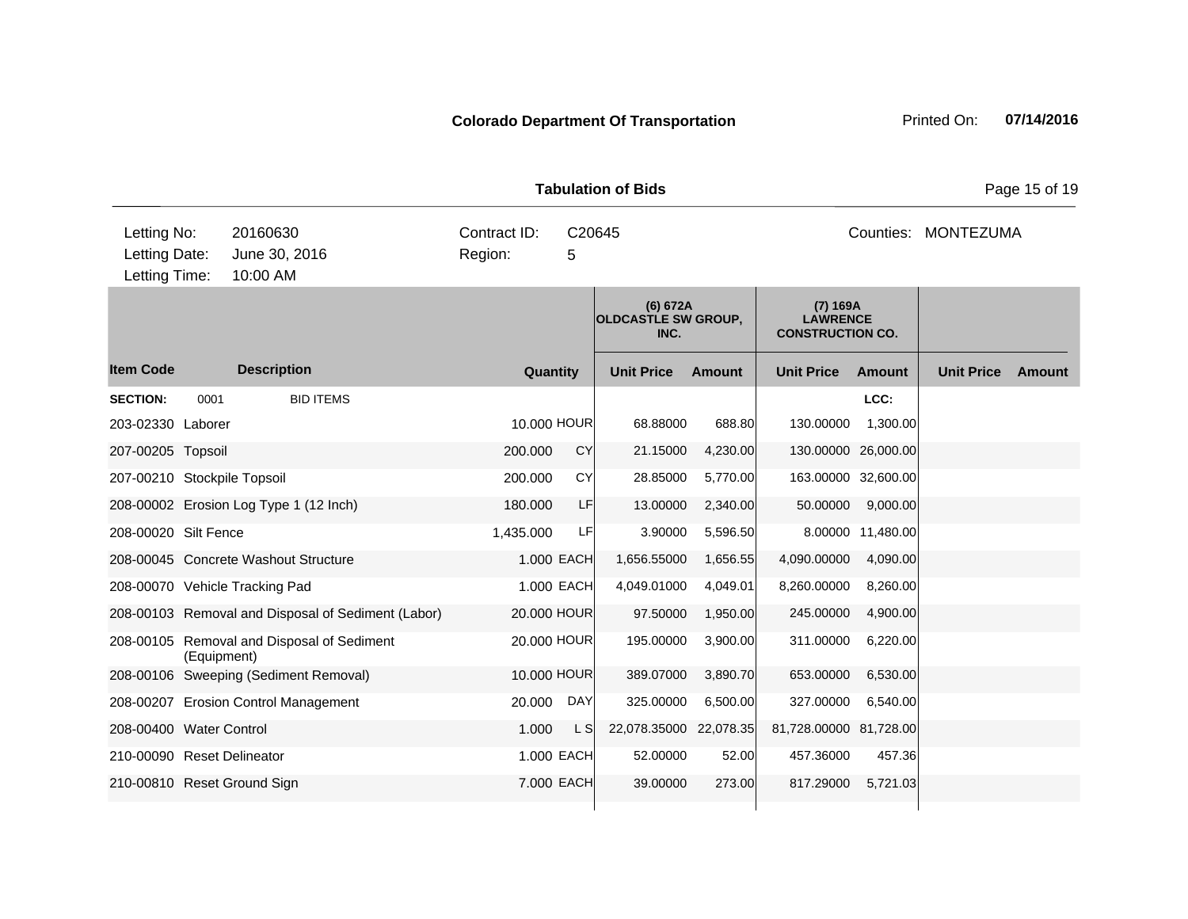**Colorado Department Of Transportation** Printed On: **07/14/2016**

**Tabulation of Bids**

| Letting No: | 20160630 | Contract ID: | C20645 | Counties: | MONTEZUMA |
|---|---|---|---|---|---|
| Letting Date: | June 30, 2016 | Region: | 5 | | |
| Letting Time: | 10:00 AM | | | | |

| | | | | (6) 672A OLDCASTLE SW GROUP, INC. | | (7) 169A LAWRENCE CONSTRUCTION CO. | | | |
|---|---|---|---|---|---|---|---|---|---|
| **Item Code** | **Description** | **Quantity** | | **Unit Price** | **Amount** | **Unit Price** | **Amount** | **Unit Price** | **Amount** |
| **SECTION:** | 0001 BID ITEMS | | | | | | LCC: | | |
| 203-02330 | Laborer | 10.000 | HOUR | 68.88000 | 688.80 | 130.00000 | 1,300.00 | | |
| 207-00205 | Topsoil | 200.000 | CY | 21.15000 | 4,230.00 | 130.00000 | 26,000.00 | | |
| 207-00210 | Stockpile Topsoil | 200.000 | CY | 28.85000 | 5,770.00 | 163.00000 | 32,600.00 | | |
| 208-00002 | Erosion Log Type 1 (12 Inch) | 180.000 | LF | 13.00000 | 2,340.00 | 50.00000 | 9,000.00 | | |
| 208-00020 | Silt Fence | 1,435.000 | LF | 3.90000 | 5,596.50 | 8.00000 | 11,480.00 | | |
| 208-00045 | Concrete Washout Structure | 1.000 | EACH | 1,656.55000 | 1,656.55 | 4,090.00000 | 4,090.00 | | |
| 208-00070 | Vehicle Tracking Pad | 1.000 | EACH | 4,049.01000 | 4,049.01 | 8,260.00000 | 8,260.00 | | |
| 208-00103 | Removal and Disposal of Sediment (Labor) | 20.000 | HOUR | 97.50000 | 1,950.00 | 245.00000 | 4,900.00 | | |
| 208-00105 | Removal and Disposal of Sediment (Equipment) | 20.000 | HOUR | 195.00000 | 3,900.00 | 311.00000 | 6,220.00 | | |
| 208-00106 | Sweeping (Sediment Removal) | 10.000 | HOUR | 389.07000 | 3,890.70 | 653.00000 | 6,530.00 | | |
| 208-00207 | Erosion Control Management | 20.000 | DAY | 325.00000 | 6,500.00 | 327.00000 | 6,540.00 | | |
| 208-00400 | Water Control | 1.000 | L S | 22,078.35000 | 22,078.35 | 81,728.00000 | 81,728.00 | | |
| 210-00090 | Reset Delineator | 1.000 | EACH | 52.00000 | 52.00 | 457.36000 | 457.36 | | |
| 210-00810 | Reset Ground Sign | 7.000 | EACH | 39.00000 | 273.00 | 817.29000 | 5,721.03 | | |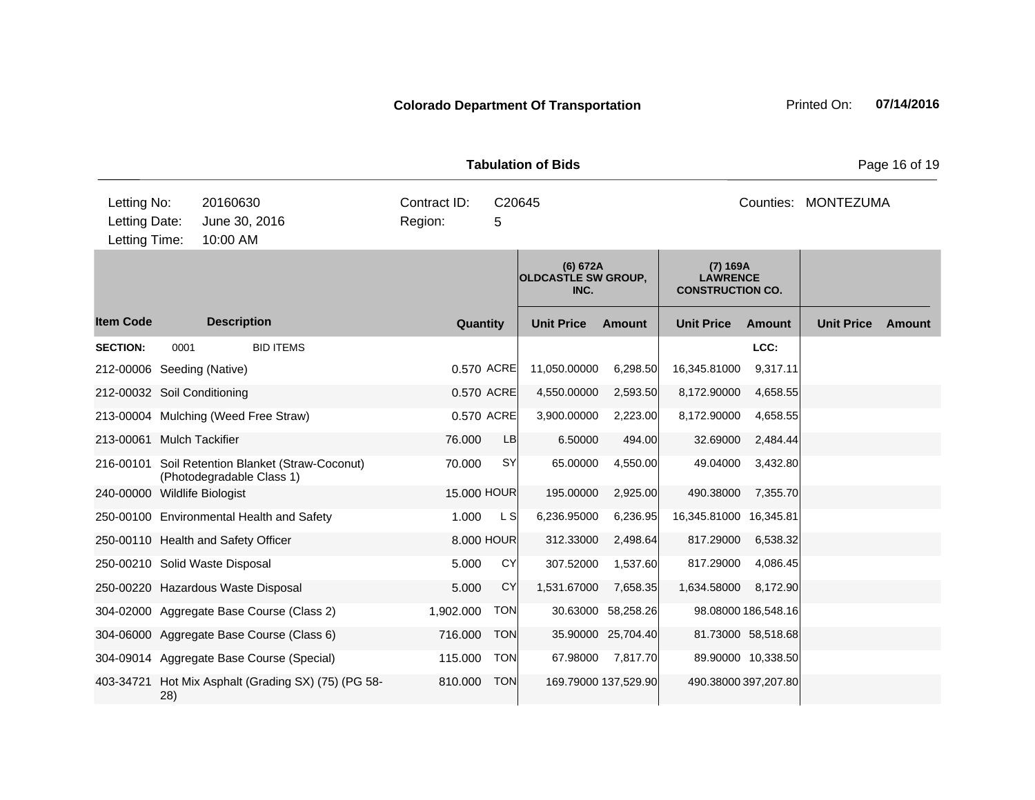**Colorado Department Of Transportation**

Printed On: **07/14/2016**

**Tabulation of Bids**

| | | | |
|---|---|---|---|
| Letting No: | 20160630 | Contract ID: | C20645 |
| Letting Date: | June 30, 2016 | Region: | 5 |
| Letting Time: | 10:00 AM | | |

Counties: MONTEZUMA

| Item Code | Description | Quantity | | (6) 672A OLDCASTLE SW GROUP, INC. | | (7) 169A LAWRENCE CONSTRUCTION CO. | | | |
|---|---|---|---|---|---|---|---|---|---|
| | | | | Unit Price | Amount | Unit Price | Amount | Unit Price | Amount |
| **SECTION:** | 0001 BID ITEMS | | | | | | LCC: | | |
| 212-00006 | Seeding (Native) | 0.570 | ACRE | 11,050.00000 | 6,298.50 | 16,345.81000 | 9,317.11 | | |
| 212-00032 | Soil Conditioning | 0.570 | ACRE | 4,550.00000 | 2,593.50 | 8,172.90000 | 4,658.55 | | |
| 213-00004 | Mulching (Weed Free Straw) | 0.570 | ACRE | 3,900.00000 | 2,223.00 | 8,172.90000 | 4,658.55 | | |
| 213-00061 | Mulch Tackifier | 76.000 | LB | 6.50000 | 494.00 | 32.69000 | 2,484.44 | | |
| 216-00101 | Soil Retention Blanket (Straw-Coconut) (Photodegradable Class 1) | 70.000 | SY | 65.00000 | 4,550.00 | 49.04000 | 3,432.80 | | |
| 240-00000 | Wildlife Biologist | 15.000 | HOUR | 195.00000 | 2,925.00 | 490.38000 | 7,355.70 | | |
| 250-00100 | Environmental Health and Safety | 1.000 | L S | 6,236.95000 | 6,236.95 | 16,345.81000 | 16,345.81 | | |
| 250-00110 | Health and Safety Officer | 8.000 | HOUR | 312.33000 | 2,498.64 | 817.29000 | 6,538.32 | | |
| 250-00210 | Solid Waste Disposal | 5.000 | CY | 307.52000 | 1,537.60 | 817.29000 | 4,086.45 | | |
| 250-00220 | Hazardous Waste Disposal | 5.000 | CY | 1,531.67000 | 7,658.35 | 1,634.58000 | 8,172.90 | | |
| 304-02000 | Aggregate Base Course (Class 2) | 1,902.000 | TON | 30.63000 | 58,258.26 | 98.08000 | 186,548.16 | | |
| 304-06000 | Aggregate Base Course (Class 6) | 716.000 | TON | 35.90000 | 25,704.40 | 81.73000 | 58,518.68 | | |
| 304-09014 | Aggregate Base Course (Special) | 115.000 | TON | 67.98000 | 7,817.70 | 89.90000 | 10,338.50 | | |
| 403-34721 | Hot Mix Asphalt (Grading SX) (75) (PG 58-28) | 810.000 | TON | 169.79000 | 137,529.90 | 490.38000 | 397,207.80 | | |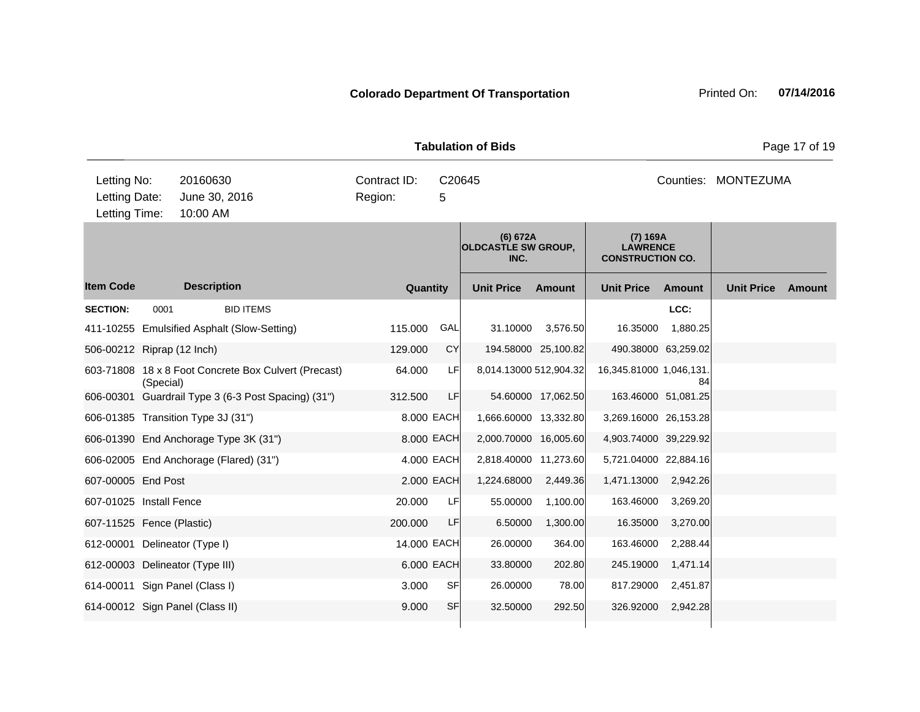**Colorado Department Of Transportation**

Printed On: **07/14/2016**

**Tabulation of Bids**

| Letting No: | 20160630 | Contract ID: | C20645 | Counties: | MONTEZUMA |
|---|---|---|---|---|---|
| Letting Date: | June 30, 2016 | Region: | 5 | | |
| Letting Time: | 10:00 AM | | | | |

| | | | | (6) 672A OLDCASTLE SW GROUP, INC. | | (7) 169A LAWRENCE CONSTRUCTION CO. | | | |
|---|---|---|---|---|---|---|---|---|---|
| **Item Code** | **Description** | **Quantity** | | **Unit Price** | **Amount** | **Unit Price** | **Amount** | **Unit Price** | **Amount** |
| **SECTION:** | 0001 BID ITEMS | | | | | | LCC: | | |
| 411-10255 | Emulsified Asphalt (Slow-Setting) | 115.000 | GAL | 31.10000 | 3,576.50 | 16.35000 | 1,880.25 | | |
| 506-00212 | Riprap (12 Inch) | 129.000 | CY | 194.58000 | 25,100.82 | 490.38000 | 63,259.02 | | |
| 603-71808 | 18 x 8 Foot Concrete Box Culvert (Precast) (Special) | 64.000 | LF | 8,014.13000 | 512,904.32 | 16,345.81000 | 1,046,131.84 | | |
| 606-00301 | Guardrail Type 3 (6-3 Post Spacing) (31") | 312.500 | LF | 54.60000 | 17,062.50 | 163.46000 | 51,081.25 | | |
| 606-01385 | Transition Type 3J (31") | 8.000 | EACH | 1,666.60000 | 13,332.80 | 3,269.16000 | 26,153.28 | | |
| 606-01390 | End Anchorage Type 3K (31") | 8.000 | EACH | 2,000.70000 | 16,005.60 | 4,903.74000 | 39,229.92 | | |
| 606-02005 | End Anchorage (Flared) (31") | 4.000 | EACH | 2,818.40000 | 11,273.60 | 5,721.04000 | 22,884.16 | | |
| 607-00005 | End Post | 2.000 | EACH | 1,224.68000 | 2,449.36 | 1,471.13000 | 2,942.26 | | |
| 607-01025 | Install Fence | 20.000 | LF | 55.00000 | 1,100.00 | 163.46000 | 3,269.20 | | |
| 607-11525 | Fence (Plastic) | 200.000 | LF | 6.50000 | 1,300.00 | 16.35000 | 3,270.00 | | |
| 612-00001 | Delineator (Type I) | 14.000 | EACH | 26.00000 | 364.00 | 163.46000 | 2,288.44 | | |
| 612-00003 | Delineator (Type III) | 6.000 | EACH | 33.80000 | 202.80 | 245.19000 | 1,471.14 | | |
| 614-00011 | Sign Panel (Class I) | 3.000 | SF | 26.00000 | 78.00 | 817.29000 | 2,451.87 | | |
| 614-00012 | Sign Panel (Class II) | 9.000 | SF | 32.50000 | 292.50 | 326.92000 | 2,942.28 | | |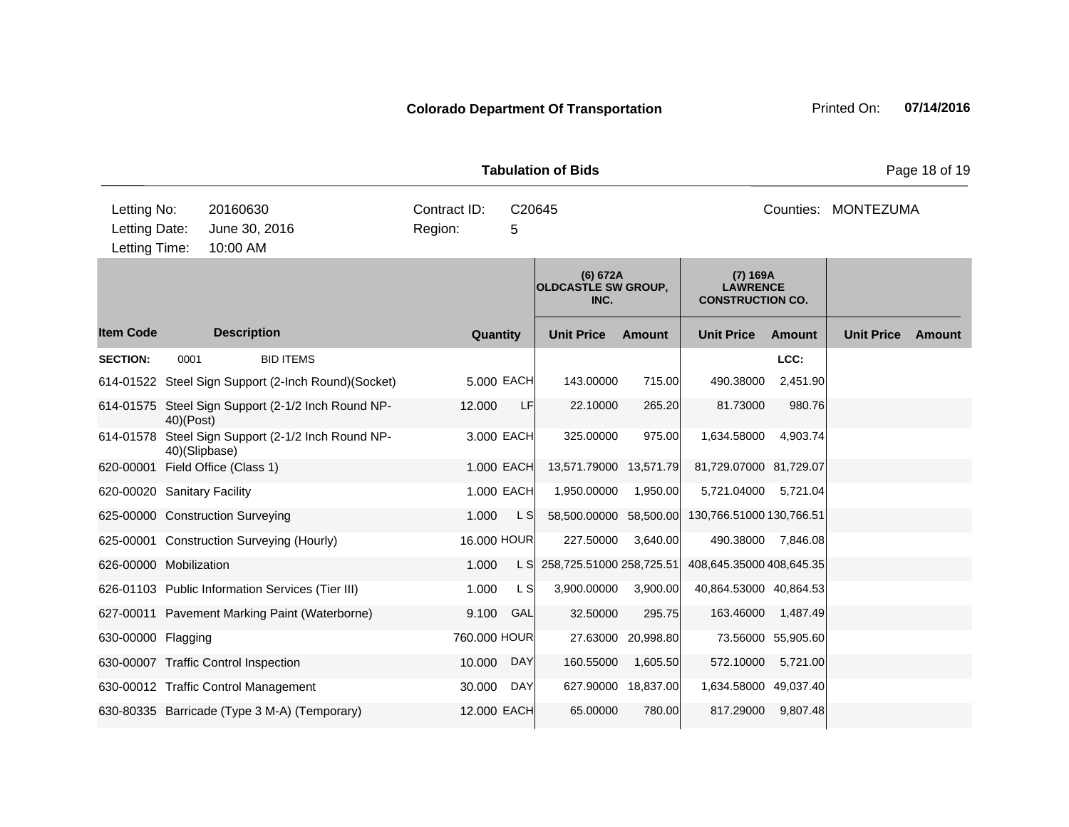**Colorado Department Of Transportation** Printed On: **07/14/2016**

**Tabulation of Bids**

| Letting No: | 20160630 | Contract ID: | C20645 | Counties: | MONTEZUMA |
|---|---|---|---|---|---|
| Letting Date: | June 30, 2016 | Region: | 5 | | |
| Letting Time: | 10:00 AM | | | | |

| | | | | (6) 672A OLDCASTLE SW GROUP, INC. | | (7) 169A LAWRENCE CONSTRUCTION CO. | | | |
|---|---|---|---|---|---|---|---|---|---|
| **Item Code** | **Description** | **Quantity** | | **Unit Price** | **Amount** | **Unit Price** | **Amount** | **Unit Price** | **Amount** |
| **SECTION:** | 0001 BID ITEMS | | | | | | LCC: | | |
| 614-01522 | Steel Sign Support (2-Inch Round)(Socket) | 5.000 | EACH | 143.00000 | 715.00 | 490.38000 | 2,451.90 | | |
| 614-01575 | Steel Sign Support (2-1/2 Inch Round NP-40)(Post) | 12.000 | LF | 22.10000 | 265.20 | 81.73000 | 980.76 | | |
| 614-01578 | Steel Sign Support (2-1/2 Inch Round NP-40)(Slipbase) | 3.000 | EACH | 325.00000 | 975.00 | 1,634.58000 | 4,903.74 | | |
| 620-00001 | Field Office (Class 1) | 1.000 | EACH | 13,571.79000 | 13,571.79 | 81,729.07000 | 81,729.07 | | |
| 620-00020 | Sanitary Facility | 1.000 | EACH | 1,950.00000 | 1,950.00 | 5,721.04000 | 5,721.04 | | |
| 625-00000 | Construction Surveying | 1.000 | L S | 58,500.00000 | 58,500.00 | 130,766.51000 | 130,766.51 | | |
| 625-00001 | Construction Surveying (Hourly) | 16.000 | HOUR | 227.50000 | 3,640.00 | 490.38000 | 7,846.08 | | |
| 626-00000 | Mobilization | 1.000 | L S | 258,725.51000 | 258,725.51 | 408,645.35000 | 408,645.35 | | |
| 626-01103 | Public Information Services (Tier III) | 1.000 | L S | 3,900.00000 | 3,900.00 | 40,864.53000 | 40,864.53 | | |
| 627-00011 | Pavement Marking Paint (Waterborne) | 9.100 | GAL | 32.50000 | 295.75 | 163.46000 | 1,487.49 | | |
| 630-00000 | Flagging | 760.000 | HOUR | 27.63000 | 20,998.80 | 73.56000 | 55,905.60 | | |
| 630-00007 | Traffic Control Inspection | 10.000 | DAY | 160.55000 | 1,605.50 | 572.10000 | 5,721.00 | | |
| 630-00012 | Traffic Control Management | 30.000 | DAY | 627.90000 | 18,837.00 | 1,634.58000 | 49,037.40 | | |
| 630-80335 | Barricade (Type 3 M-A) (Temporary) | 12.000 | EACH | 65.00000 | 780.00 | 817.29000 | 9,807.48 | | |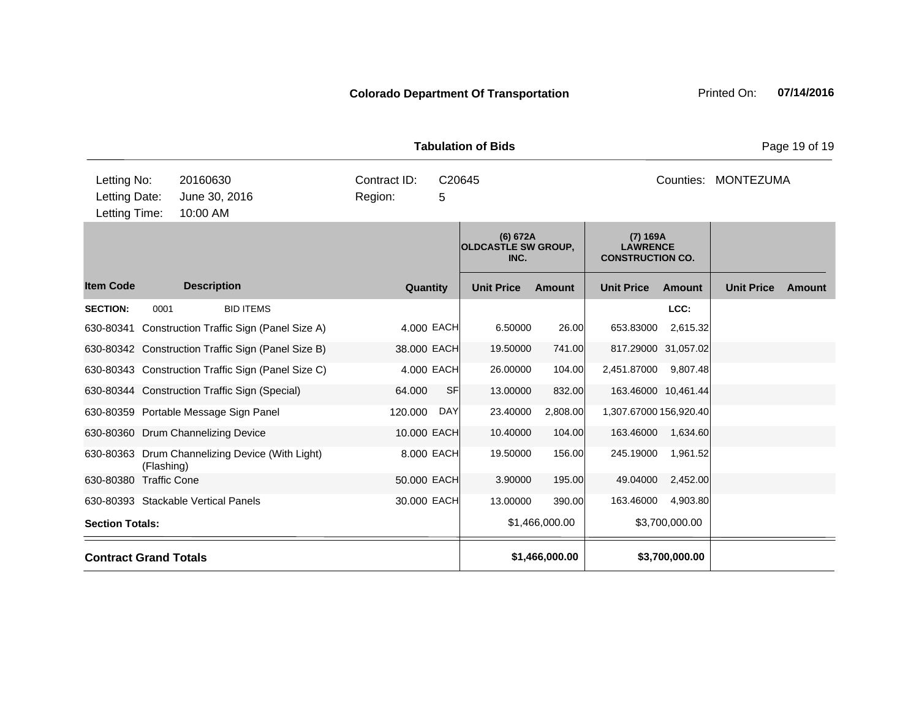**Colorado Department Of Transportation** Printed On: **07/14/2016**

**Tabulation of Bids**

| | | | | |
|---|---|---|---|---|
| Letting No: | 20160630 | Contract ID: | C20645 | Counties: MONTEZUMA |
| Letting Date: | June 30, 2016 | Region: | 5 | |
| Letting Time: | 10:00 AM | | | |

| Item Code | Description | Quantity | | (6) 672A OLDCASTLE SW GROUP, INC. Unit Price | Amount | (7) 169A LAWRENCE CONSTRUCTION CO. Unit Price | Amount | Unit Price | Amount |
|---|---|---|---|---|---|---|---|---|---|
| **SECTION:** 0001 | BID ITEMS | | | | | | LCC: | | |
| 630-80341 | Construction Traffic Sign (Panel Size A) | 4.000 | EACH | 6.50000 | 26.00 | 653.83000 | 2,615.32 | | |
| 630-80342 | Construction Traffic Sign (Panel Size B) | 38.000 | EACH | 19.50000 | 741.00 | 817.29000 | 31,057.02 | | |
| 630-80343 | Construction Traffic Sign (Panel Size C) | 4.000 | EACH | 26.00000 | 104.00 | 2,451.87000 | 9,807.48 | | |
| 630-80344 | Construction Traffic Sign (Special) | 64.000 | SF | 13.00000 | 832.00 | 163.46000 | 10,461.44 | | |
| 630-80359 | Portable Message Sign Panel | 120.000 | DAY | 23.40000 | 2,808.00 | 1,307.67000 | 156,920.40 | | |
| 630-80360 | Drum Channelizing Device | 10.000 | EACH | 10.40000 | 104.00 | 163.46000 | 1,634.60 | | |
| 630-80363 | Drum Channelizing Device (With Light) (Flashing) | 8.000 | EACH | 19.50000 | 156.00 | 245.19000 | 1,961.52 | | |
| 630-80380 | Traffic Cone | 50.000 | EACH | 3.90000 | 195.00 | 49.04000 | 2,452.00 | | |
| 630-80393 | Stackable Vertical Panels | 30.000 | EACH | 13.00000 | 390.00 | 163.46000 | 4,903.80 | | |
| **Section Totals:** | | | | | $1,466,000.00 | | $3,700,000.00 | | |
| **Contract Grand Totals** | | | | | **$1,466,000.00** | | **$3,700,000.00** | | |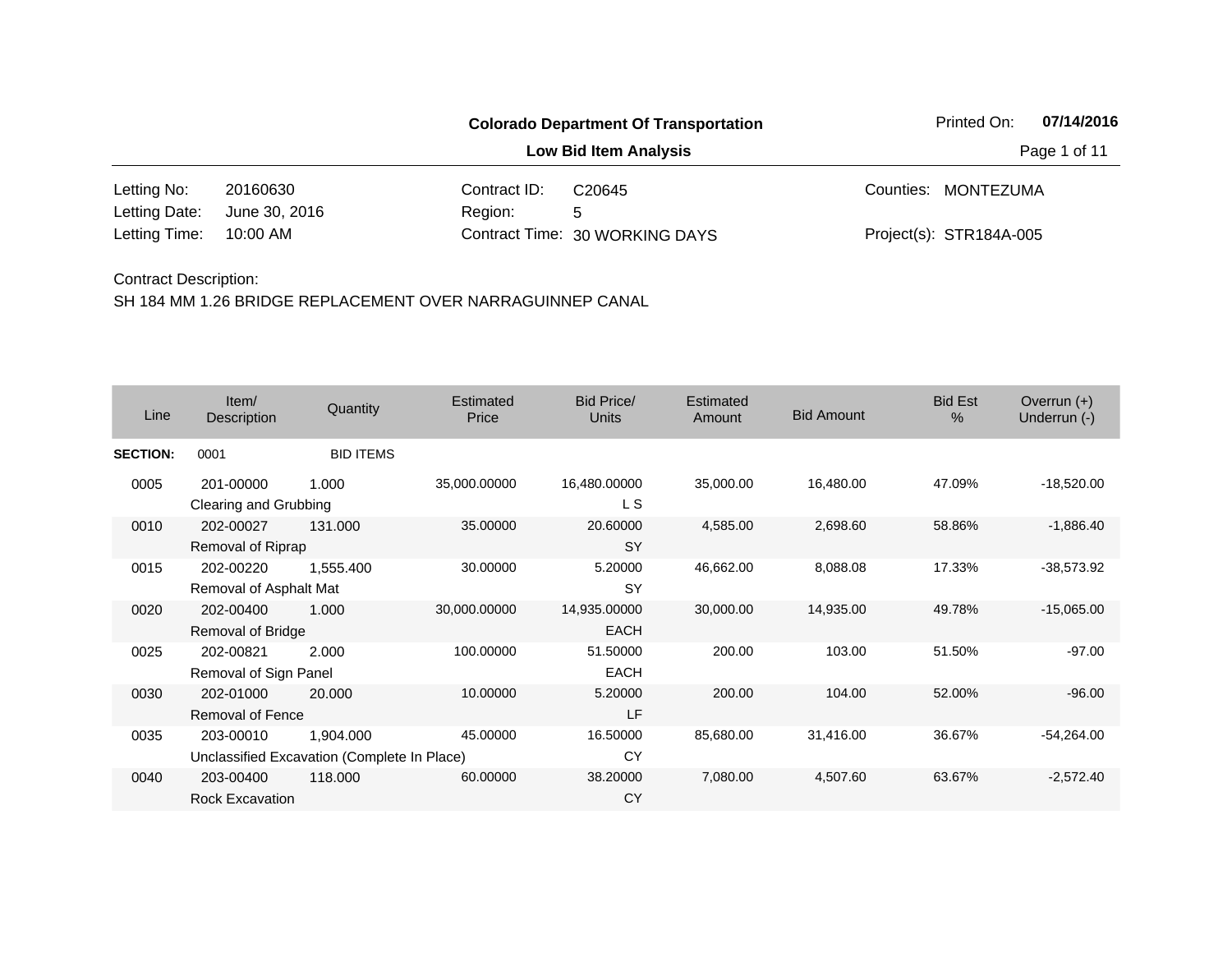# Colorado Department Of Transportation

## Low Bid Item Analysis

Printed On: **07/14/2016**

| | | | | | |
|---|---|---|---|---|---|
| Letting No: | 20160630 | Contract ID: | C20645 | Counties: | MONTEZUMA |
| Letting Date: | June 30, 2016 | Region: | 5 | | |
| Letting Time: | 10:00 AM | Contract Time: | 30 WORKING DAYS | Project(s): | STR184A-005 |

Contract Description:
SH 184 MM 1.26 BRIDGE REPLACEMENT OVER NARRAGUINNEP CANAL

| Line | Item/ Description | Quantity | Estimated Price | Bid Price/ Units | Estimated Amount | Bid Amount | Bid Est % | Overrun (+) Underrun (-) |
|---|---|---|---|---|---|---|---|---|
| **SECTION:** | 0001 | BID ITEMS | | | | | | |
| 0005 | 201-00000 Clearing and Grubbing | 1.000 | 35,000.00000 | 16,480.00000 L S | 35,000.00 | 16,480.00 | 47.09% | -18,520.00 |
| 0010 | 202-00027 Removal of Riprap | 131.000 | 35.00000 | 20.60000 SY | 4,585.00 | 2,698.60 | 58.86% | -1,886.40 |
| 0015 | 202-00220 Removal of Asphalt Mat | 1,555.400 | 30.00000 | 5.20000 SY | 46,662.00 | 8,088.08 | 17.33% | -38,573.92 |
| 0020 | 202-00400 Removal of Bridge | 1.000 | 30,000.00000 | 14,935.00000 EACH | 30,000.00 | 14,935.00 | 49.78% | -15,065.00 |
| 0025 | 202-00821 Removal of Sign Panel | 2.000 | 100.00000 | 51.50000 EACH | 200.00 | 103.00 | 51.50% | -97.00 |
| 0030 | 202-01000 Removal of Fence | 20.000 | 10.00000 | 5.20000 LF | 200.00 | 104.00 | 52.00% | -96.00 |
| 0035 | 203-00010 Unclassified Excavation (Complete In Place) | 1,904.000 | 45.00000 | 16.50000 CY | 85,680.00 | 31,416.00 | 36.67% | -54,264.00 |
| 0040 | 203-00400 Rock Excavation | 118.000 | 60.00000 | 38.20000 CY | 7,080.00 | 4,507.60 | 63.67% | -2,572.40 |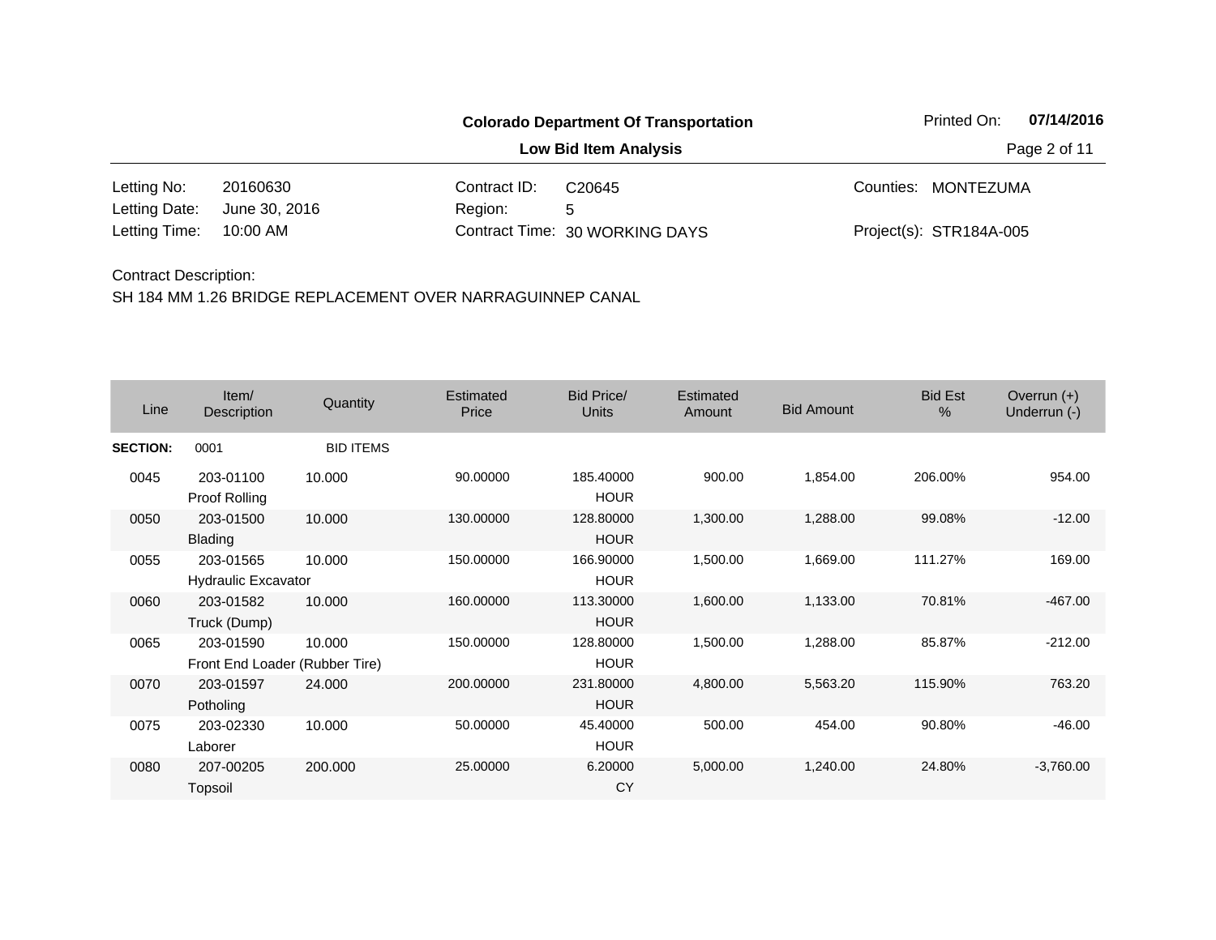**Colorado Department Of Transportation**

**Low Bid Item Analysis**

Printed On: **07/14/2016**

| | | | | | |
|---|---|---|---|---|---|
| Letting No: | 20160630 | Contract ID: | C20645 | Counties: | MONTEZUMA |
| Letting Date: | June 30, 2016 | Region: | 5 | | |
| Letting Time: | 10:00 AM | Contract Time: | 30 WORKING DAYS | Project(s): | STR184A-005 |

Contract Description:

SH 184 MM 1.26 BRIDGE REPLACEMENT OVER NARRAGUINNEP CANAL

| Line | Item/ Description | Quantity | Estimated Price | Bid Price/ Units | Estimated Amount | Bid Amount | Bid Est % | Overrun (+) Underrun (-) |
|---|---|---|---|---|---|---|---|---|
| **SECTION:** | 0001 | BID ITEMS | | | | | | |
| 0045 | 203-01100 Proof Rolling | 10.000 | 90.00000 | 185.40000 HOUR | 900.00 | 1,854.00 | 206.00% | 954.00 |
| 0050 | 203-01500 Blading | 10.000 | 130.00000 | 128.80000 HOUR | 1,300.00 | 1,288.00 | 99.08% | -12.00 |
| 0055 | 203-01565 Hydraulic Excavator | 10.000 | 150.00000 | 166.90000 HOUR | 1,500.00 | 1,669.00 | 111.27% | 169.00 |
| 0060 | 203-01582 Truck (Dump) | 10.000 | 160.00000 | 113.30000 HOUR | 1,600.00 | 1,133.00 | 70.81% | -467.00 |
| 0065 | 203-01590 Front End Loader (Rubber Tire) | 10.000 | 150.00000 | 128.80000 HOUR | 1,500.00 | 1,288.00 | 85.87% | -212.00 |
| 0070 | 203-01597 Potholing | 24.000 | 200.00000 | 231.80000 HOUR | 4,800.00 | 5,563.20 | 115.90% | 763.20 |
| 0075 | 203-02330 Laborer | 10.000 | 50.00000 | 45.40000 HOUR | 500.00 | 454.00 | 90.80% | -46.00 |
| 0080 | 207-00205 Topsoil | 200.000 | 25.00000 | 6.20000 CY | 5,000.00 | 1,240.00 | 24.80% | -3,760.00 |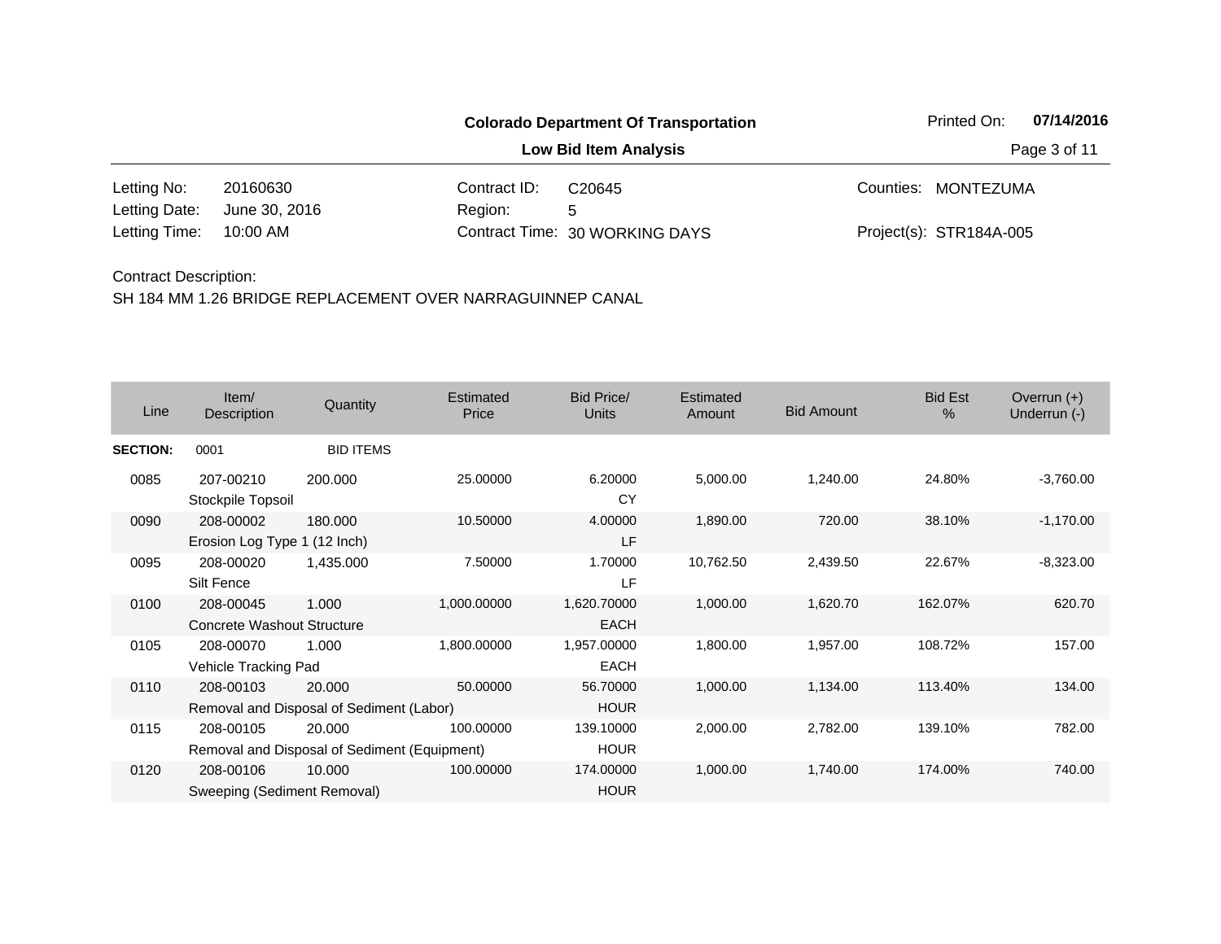**Colorado Department Of Transportation**

**Low Bid Item Analysis**

Printed On: **07/14/2016**

| | | | | | |
|---|---|---|---|---|---|
| Letting No: | 20160630 | Contract ID: | C20645 | Counties: | MONTEZUMA |
| Letting Date: | June 30, 2016 | Region: | 5 | | |
| Letting Time: | 10:00 AM | Contract Time: | 30 WORKING DAYS | Project(s): | STR184A-005 |

Contract Description:

SH 184 MM 1.26 BRIDGE REPLACEMENT OVER NARRAGUINNEP CANAL

| Line | Item/ Description | Quantity | Estimated Price | Bid Price/ Units | Estimated Amount | Bid Amount | Bid Est % | Overrun (+) Underrun (-) |
|---|---|---|---|---|---|---|---|---|
| **SECTION:** | 0001 | BID ITEMS | | | | | | |
| 0085 | 207-00210 Stockpile Topsoil | 200.000 | 25.00000 | 6.20000 CY | 5,000.00 | 1,240.00 | 24.80% | -3,760.00 |
| 0090 | 208-00002 Erosion Log Type 1 (12 Inch) | 180.000 | 10.50000 | 4.00000 LF | 1,890.00 | 720.00 | 38.10% | -1,170.00 |
| 0095 | 208-00020 Silt Fence | 1,435.000 | 7.50000 | 1.70000 LF | 10,762.50 | 2,439.50 | 22.67% | -8,323.00 |
| 0100 | 208-00045 Concrete Washout Structure | 1.000 | 1,000.00000 | 1,620.70000 EACH | 1,000.00 | 1,620.70 | 162.07% | 620.70 |
| 0105 | 208-00070 Vehicle Tracking Pad | 1.000 | 1,800.00000 | 1,957.00000 EACH | 1,800.00 | 1,957.00 | 108.72% | 157.00 |
| 0110 | 208-00103 Removal and Disposal of Sediment (Labor) | 20.000 | 50.00000 | 56.70000 HOUR | 1,000.00 | 1,134.00 | 113.40% | 134.00 |
| 0115 | 208-00105 Removal and Disposal of Sediment (Equipment) | 20.000 | 100.00000 | 139.10000 HOUR | 2,000.00 | 2,782.00 | 139.10% | 782.00 |
| 0120 | 208-00106 Sweeping (Sediment Removal) | 10.000 | 100.00000 | 174.00000 HOUR | 1,000.00 | 1,740.00 | 174.00% | 740.00 |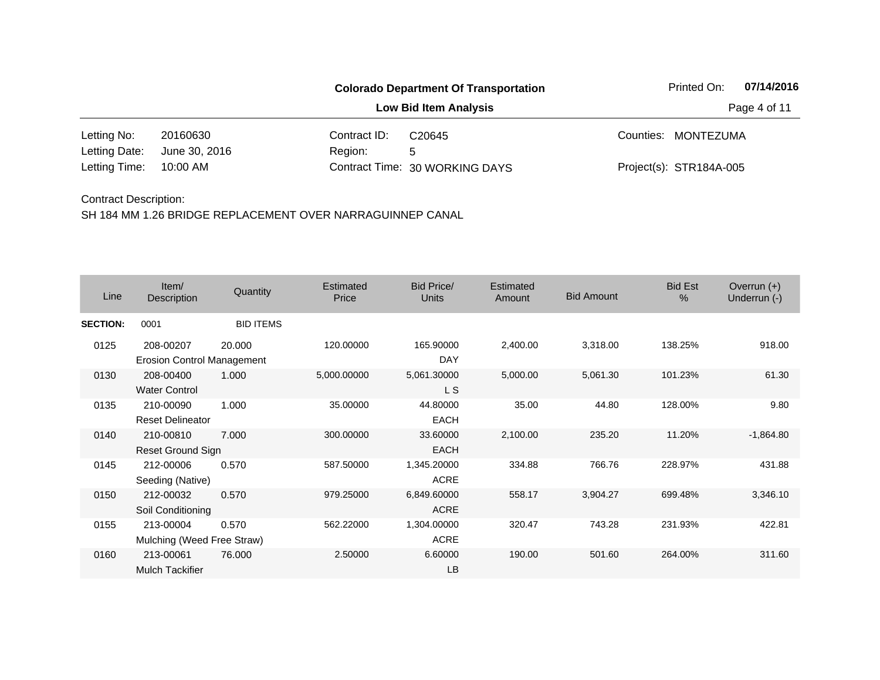**Colorado Department Of Transportation**

**Low Bid Item Analysis**

Printed On: **07/14/2016**

| | | | | | |
|---|---|---|---|---|---|
| Letting No: | 20160630 | Contract ID: | C20645 | Counties: | MONTEZUMA |
| Letting Date: | June 30, 2016 | Region: | 5 | | |
| Letting Time: | 10:00 AM | Contract Time: | 30 WORKING DAYS | Project(s): | STR184A-005 |

Contract Description:

SH 184 MM 1.26 BRIDGE REPLACEMENT OVER NARRAGUINNEP CANAL

| Line | Item/ Description | Quantity | Estimated Price | Bid Price/ Units | Estimated Amount | Bid Amount | Bid Est % | Overrun (+) Underrun (-) |
|---|---|---|---|---|---|---|---|---|
| **SECTION:** | 0001 | BID ITEMS | | | | | | |
| 0125 | 208-00207 Erosion Control Management | 20.000 | 120.00000 | 165.90000 DAY | 2,400.00 | 3,318.00 | 138.25% | 918.00 |
| 0130 | 208-00400 Water Control | 1.000 | 5,000.00000 | 5,061.30000 L S | 5,000.00 | 5,061.30 | 101.23% | 61.30 |
| 0135 | 210-00090 Reset Delineator | 1.000 | 35.00000 | 44.80000 EACH | 35.00 | 44.80 | 128.00% | 9.80 |
| 0140 | 210-00810 Reset Ground Sign | 7.000 | 300.00000 | 33.60000 EACH | 2,100.00 | 235.20 | 11.20% | -1,864.80 |
| 0145 | 212-00006 Seeding (Native) | 0.570 | 587.50000 | 1,345.20000 ACRE | 334.88 | 766.76 | 228.97% | 431.88 |
| 0150 | 212-00032 Soil Conditioning | 0.570 | 979.25000 | 6,849.60000 ACRE | 558.17 | 3,904.27 | 699.48% | 3,346.10 |
| 0155 | 213-00004 Mulching (Weed Free Straw) | 0.570 | 562.22000 | 1,304.00000 ACRE | 320.47 | 743.28 | 231.93% | 422.81 |
| 0160 | 213-00061 Mulch Tackifier | 76.000 | 2.50000 | 6.60000 LB | 190.00 | 501.60 | 264.00% | 311.60 |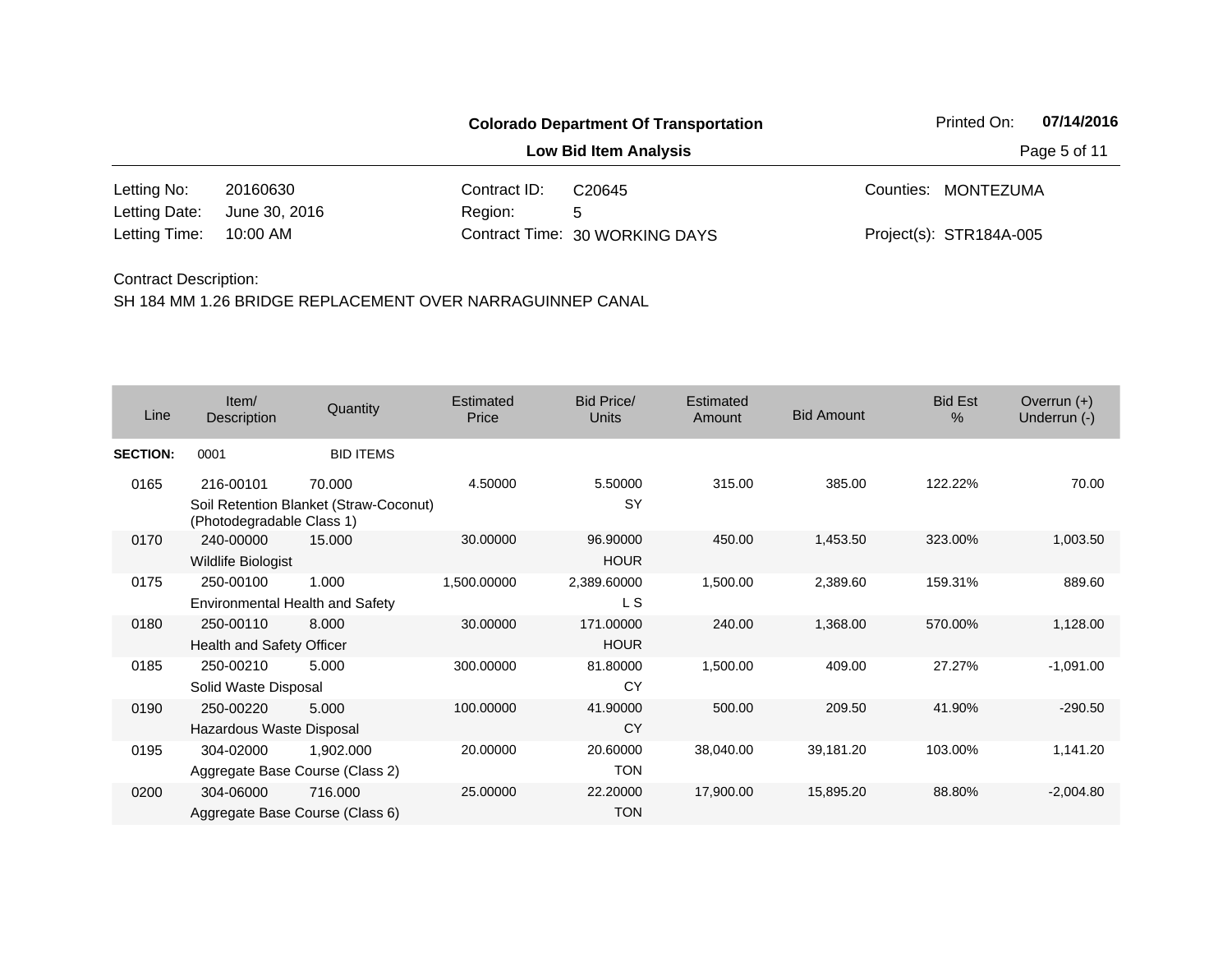**Colorado Department Of Transportation**

**Low Bid Item Analysis**

Printed On: **07/14/2016**

| | | | | | |
|---|---|---|---|---|---|
| Letting No: | 20160630 | Contract ID: | C20645 | Counties: | MONTEZUMA |
| Letting Date: | June 30, 2016 | Region: | 5 | | |
| Letting Time: | 10:00 AM | Contract Time: | 30 WORKING DAYS | Project(s): | STR184A-005 |

Contract Description:

SH 184 MM 1.26 BRIDGE REPLACEMENT OVER NARRAGUINNEP CANAL

| Line | Item/ Description | Quantity | Estimated Price | Bid Price/ Units | Estimated Amount | Bid Amount | Bid Est % | Overrun (+) Underrun (-) |
|---|---|---|---|---|---|---|---|---|
| **SECTION:** | 0001 | BID ITEMS | | | | | | |
| 0165 | 216-00101<br>Soil Retention Blanket (Straw-Coconut) (Photodegradable Class 1) | 70.000 | 4.50000 | 5.50000<br>SY | 315.00 | 385.00 | 122.22% | 70.00 |
| 0170 | 240-00000<br>Wildlife Biologist | 15.000 | 30.00000 | 96.90000<br>HOUR | 450.00 | 1,453.50 | 323.00% | 1,003.50 |
| 0175 | 250-00100<br>Environmental Health and Safety | 1.000 | 1,500.00000 | 2,389.60000<br>L S | 1,500.00 | 2,389.60 | 159.31% | 889.60 |
| 0180 | 250-00110<br>Health and Safety Officer | 8.000 | 30.00000 | 171.00000<br>HOUR | 240.00 | 1,368.00 | 570.00% | 1,128.00 |
| 0185 | 250-00210<br>Solid Waste Disposal | 5.000 | 300.00000 | 81.80000<br>CY | 1,500.00 | 409.00 | 27.27% | -1,091.00 |
| 0190 | 250-00220<br>Hazardous Waste Disposal | 5.000 | 100.00000 | 41.90000<br>CY | 500.00 | 209.50 | 41.90% | -290.50 |
| 0195 | 304-02000<br>Aggregate Base Course (Class 2) | 1,902.000 | 20.00000 | 20.60000<br>TON | 38,040.00 | 39,181.20 | 103.00% | 1,141.20 |
| 0200 | 304-06000<br>Aggregate Base Course (Class 6) | 716.000 | 25.00000 | 22.20000<br>TON | 17,900.00 | 15,895.20 | 88.80% | -2,004.80 |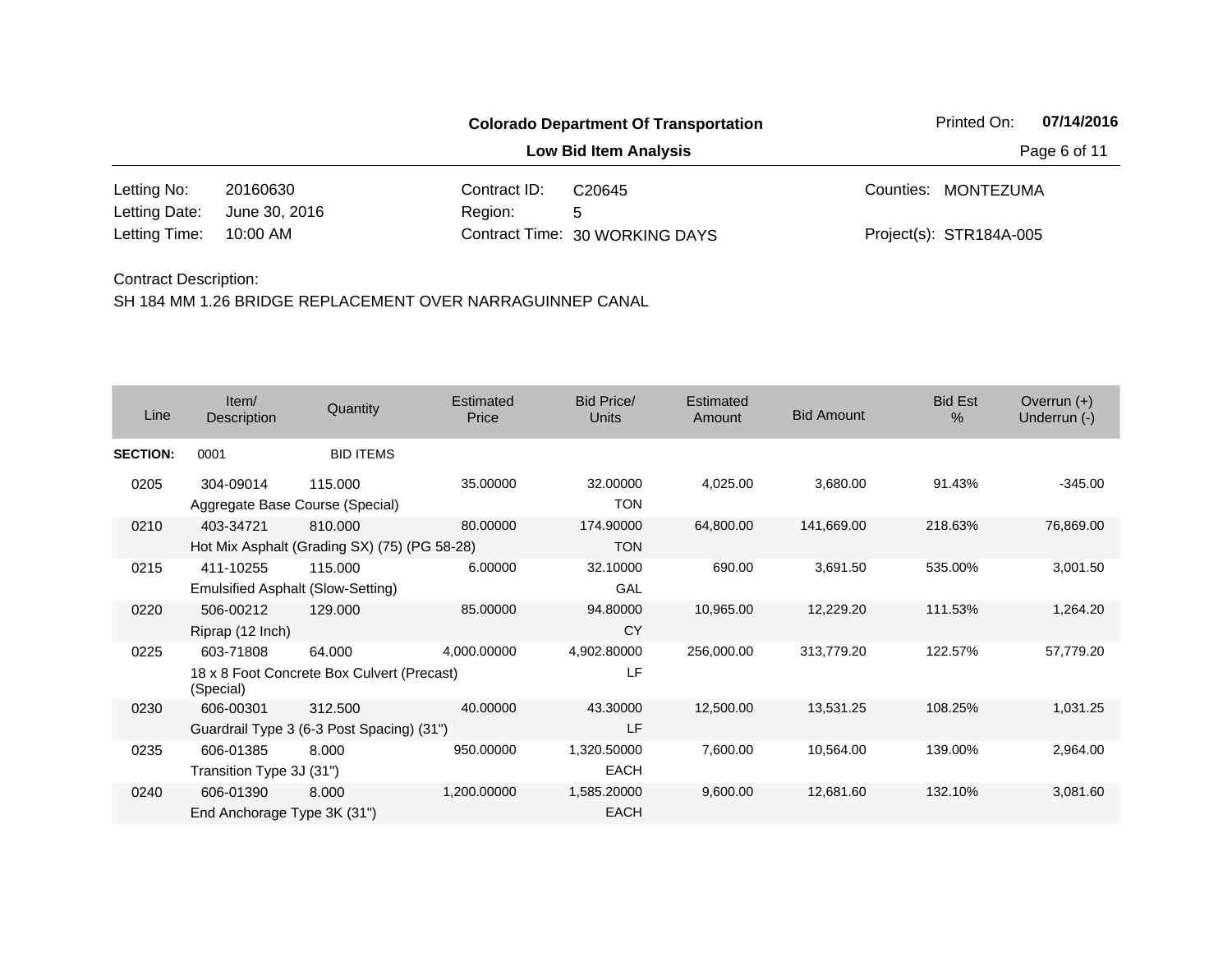**Colorado Department Of Transportation**

**Low Bid Item Analysis**

Printed On: **07/14/2016**

| | | | | | |
|---|---|---|---|---|---|
| Letting No: | 20160630 | Contract ID: | C20645 | Counties: | MONTEZUMA |
| Letting Date: | June 30, 2016 | Region: | 5 | | |
| Letting Time: | 10:00 AM | Contract Time: | 30 WORKING DAYS | Project(s): | STR184A-005 |

Contract Description:

SH 184 MM 1.26 BRIDGE REPLACEMENT OVER NARRAGUINNEP CANAL

| Line | Item/ Description | Quantity | Estimated Price | Bid Price/ Units | Estimated Amount | Bid Amount | Bid Est % | Overrun (+) Underrun (-) |
|---|---|---|---|---|---|---|---|---|
| **SECTION:** | 0001 | BID ITEMS | | | | | | |
| 0205 | 304-09014 Aggregate Base Course (Special) | 115.000 | 35.00000 | 32.00000 TON | 4,025.00 | 3,680.00 | 91.43% | -345.00 |
| 0210 | 403-34721 Hot Mix Asphalt (Grading SX) (75) (PG 58-28) | 810.000 | 80.00000 | 174.90000 TON | 64,800.00 | 141,669.00 | 218.63% | 76,869.00 |
| 0215 | 411-10255 Emulsified Asphalt (Slow-Setting) | 115.000 | 6.00000 | 32.10000 GAL | 690.00 | 3,691.50 | 535.00% | 3,001.50 |
| 0220 | 506-00212 Riprap (12 Inch) | 129.000 | 85.00000 | 94.80000 CY | 10,965.00 | 12,229.20 | 111.53% | 1,264.20 |
| 0225 | 603-71808 18 x 8 Foot Concrete Box Culvert (Precast) (Special) | 64.000 | 4,000.00000 | 4,902.80000 LF | 256,000.00 | 313,779.20 | 122.57% | 57,779.20 |
| 0230 | 606-00301 Guardrail Type 3 (6-3 Post Spacing) (31") | 312.500 | 40.00000 | 43.30000 LF | 12,500.00 | 13,531.25 | 108.25% | 1,031.25 |
| 0235 | 606-01385 Transition Type 3J (31") | 8.000 | 950.00000 | 1,320.50000 EACH | 7,600.00 | 10,564.00 | 139.00% | 2,964.00 |
| 0240 | 606-01390 End Anchorage Type 3K (31") | 8.000 | 1,200.00000 | 1,585.20000 EACH | 9,600.00 | 12,681.60 | 132.10% | 3,081.60 |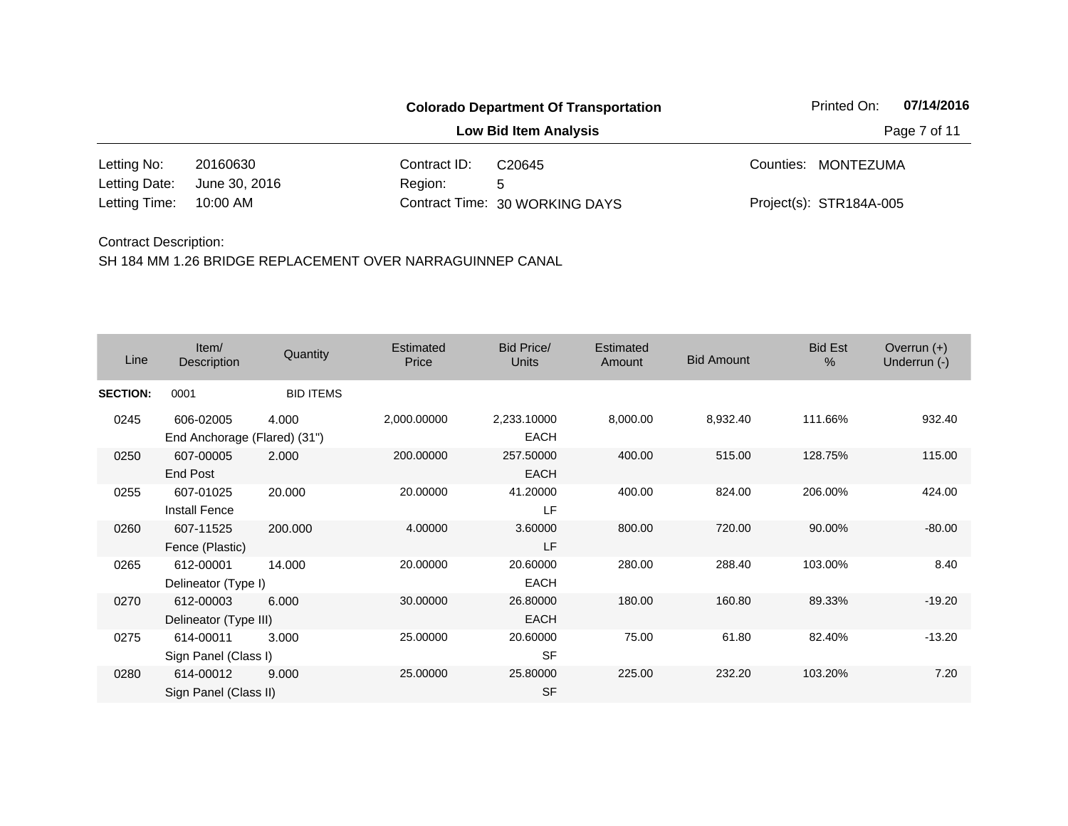**Colorado Department Of Transportation**

**Low Bid Item Analysis**

Printed On: **07/14/2016**

| | | | | | |
|---|---|---|---|---|---|
| Letting No: | 20160630 | Contract ID: | C20645 | Counties: | MONTEZUMA |
| Letting Date: | June 30, 2016 | Region: | 5 | | |
| Letting Time: | 10:00 AM | Contract Time: | 30 WORKING DAYS | Project(s): | STR184A-005 |

Contract Description:

SH 184 MM 1.26 BRIDGE REPLACEMENT OVER NARRAGUINNEP CANAL

| Line | Item/ Description | Quantity | Estimated Price | Bid Price/ Units | Estimated Amount | Bid Amount | Bid Est % | Overrun (+) Underrun (-) |
|---|---|---|---|---|---|---|---|---|
| **SECTION:** | 0001 | BID ITEMS | | | | | | |
| 0245 | 606-02005 End Anchorage (Flared) (31") | 4.000 | 2,000.00000 | 2,233.10000 EACH | 8,000.00 | 8,932.40 | 111.66% | 932.40 |
| 0250 | 607-00005 End Post | 2.000 | 200.00000 | 257.50000 EACH | 400.00 | 515.00 | 128.75% | 115.00 |
| 0255 | 607-01025 Install Fence | 20.000 | 20.00000 | 41.20000 LF | 400.00 | 824.00 | 206.00% | 424.00 |
| 0260 | 607-11525 Fence (Plastic) | 200.000 | 4.00000 | 3.60000 LF | 800.00 | 720.00 | 90.00% | -80.00 |
| 0265 | 612-00001 Delineator (Type I) | 14.000 | 20.00000 | 20.60000 EACH | 280.00 | 288.40 | 103.00% | 8.40 |
| 0270 | 612-00003 Delineator (Type III) | 6.000 | 30.00000 | 26.80000 EACH | 180.00 | 160.80 | 89.33% | -19.20 |
| 0275 | 614-00011 Sign Panel (Class I) | 3.000 | 25.00000 | 20.60000 SF | 75.00 | 61.80 | 82.40% | -13.20 |
| 0280 | 614-00012 Sign Panel (Class II) | 9.000 | 25.00000 | 25.80000 SF | 225.00 | 232.20 | 103.20% | 7.20 |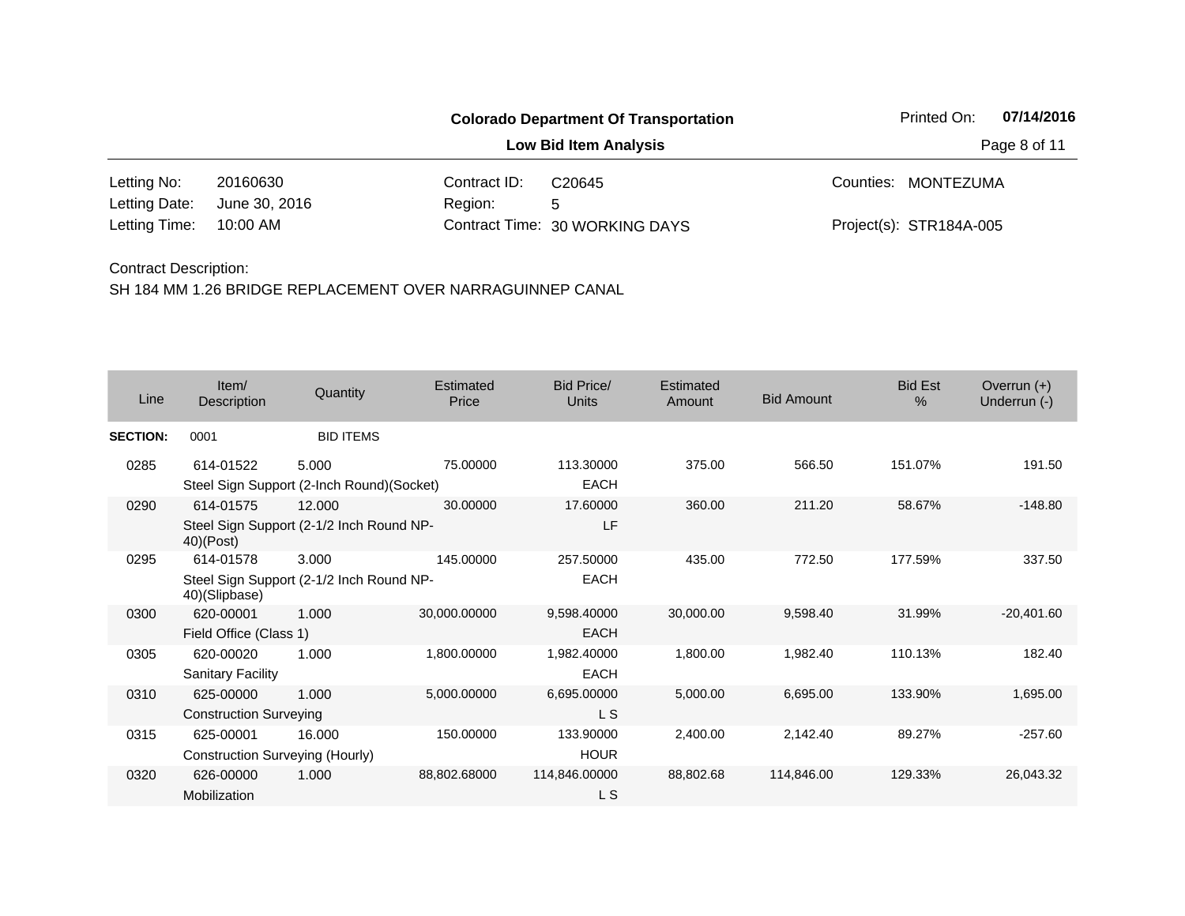**Colorado Department Of Transportation**

**Low Bid Item Analysis**

Printed On: **07/14/2016**

| | | | | | |
|---|---|---|---|---|---|
| Letting No: | 20160630 | Contract ID: | C20645 | Counties: | MONTEZUMA |
| Letting Date: | June 30, 2016 | Region: | 5 | | |
| Letting Time: | 10:00 AM | Contract Time: | 30 WORKING DAYS | Project(s): | STR184A-005 |

Contract Description:

SH 184 MM 1.26 BRIDGE REPLACEMENT OVER NARRAGUINNEP CANAL

| Line | Item/ Description | Quantity | Estimated Price | Bid Price/ Units | Estimated Amount | Bid Amount | Bid Est % | Overrun (+) Underrun (-) |
|---|---|---|---|---|---|---|---|---|
| **SECTION:** | 0001 | BID ITEMS | | | | | | |
| 0285 | 614-01522 Steel Sign Support (2-Inch Round)(Socket) | 5.000 | 75.00000 | 113.30000 EACH | 375.00 | 566.50 | 151.07% | 191.50 |
| 0290 | 614-01575 Steel Sign Support (2-1/2 Inch Round NP-40)(Post) | 12.000 | 30.00000 | 17.60000 LF | 360.00 | 211.20 | 58.67% | -148.80 |
| 0295 | 614-01578 Steel Sign Support (2-1/2 Inch Round NP-40)(Slipbase) | 3.000 | 145.00000 | 257.50000 EACH | 435.00 | 772.50 | 177.59% | 337.50 |
| 0300 | 620-00001 Field Office (Class 1) | 1.000 | 30,000.00000 | 9,598.40000 EACH | 30,000.00 | 9,598.40 | 31.99% | -20,401.60 |
| 0305 | 620-00020 Sanitary Facility | 1.000 | 1,800.00000 | 1,982.40000 EACH | 1,800.00 | 1,982.40 | 110.13% | 182.40 |
| 0310 | 625-00000 Construction Surveying | 1.000 | 5,000.00000 | 6,695.00000 L S | 5,000.00 | 6,695.00 | 133.90% | 1,695.00 |
| 0315 | 625-00001 Construction Surveying (Hourly) | 16.000 | 150.00000 | 133.90000 HOUR | 2,400.00 | 2,142.40 | 89.27% | -257.60 |
| 0320 | 626-00000 Mobilization | 1.000 | 88,802.68000 | 114,846.00000 L S | 88,802.68 | 114,846.00 | 129.33% | 26,043.32 |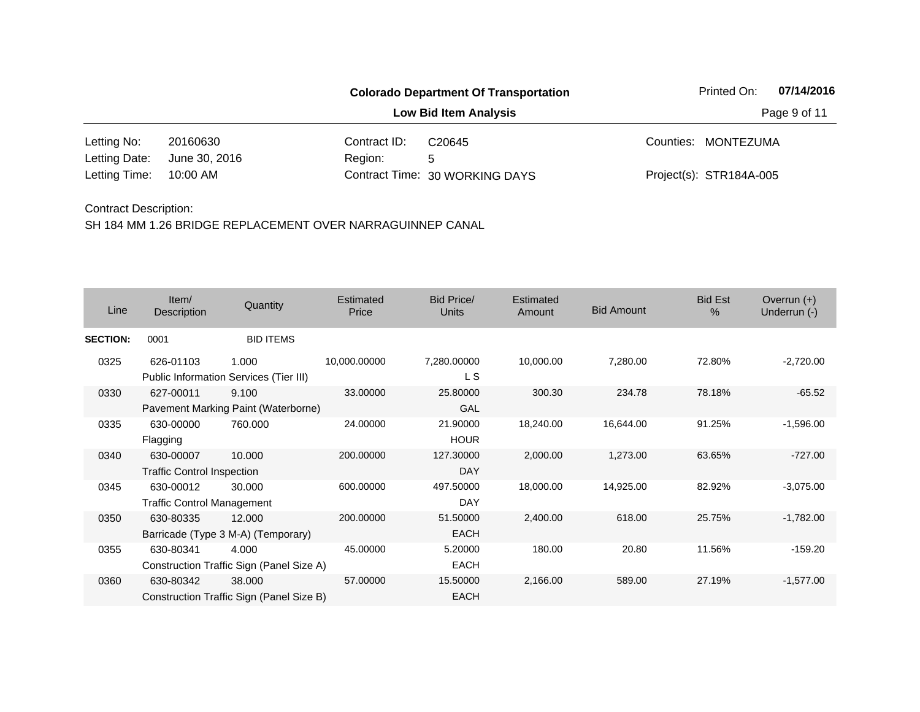**Colorado Department Of Transportation**

**Low Bid Item Analysis**

Printed On: **07/14/2016**

| | | | | | |
|---|---|---|---|---|---|
| Letting No: | 20160630 | Contract ID: | C20645 | Counties: | MONTEZUMA |
| Letting Date: | June 30, 2016 | Region: | 5 | | |
| Letting Time: | 10:00 AM | Contract Time: | 30 WORKING DAYS | Project(s): | STR184A-005 |

Contract Description:

SH 184 MM 1.26 BRIDGE REPLACEMENT OVER NARRAGUINNEP CANAL

| Line | Item/ Description | Quantity | Estimated Price | Bid Price/ Units | Estimated Amount | Bid Amount | Bid Est % | Overrun (+) Underrun (-) |
|---|---|---|---|---|---|---|---|---|
| **SECTION:** | 0001 | BID ITEMS | | | | | | |
| 0325 | 626-01103 Public Information Services (Tier III) | 1.000 | 10,000.00000 | 7,280.00000 L S | 10,000.00 | 7,280.00 | 72.80% | -2,720.00 |
| 0330 | 627-00011 Pavement Marking Paint (Waterborne) | 9.100 | 33.00000 | 25.80000 GAL | 300.30 | 234.78 | 78.18% | -65.52 |
| 0335 | 630-00000 Flagging | 760.000 | 24.00000 | 21.90000 HOUR | 18,240.00 | 16,644.00 | 91.25% | -1,596.00 |
| 0340 | 630-00007 Traffic Control Inspection | 10.000 | 200.00000 | 127.30000 DAY | 2,000.00 | 1,273.00 | 63.65% | -727.00 |
| 0345 | 630-00012 Traffic Control Management | 30.000 | 600.00000 | 497.50000 DAY | 18,000.00 | 14,925.00 | 82.92% | -3,075.00 |
| 0350 | 630-80335 Barricade (Type 3 M-A) (Temporary) | 12.000 | 200.00000 | 51.50000 EACH | 2,400.00 | 618.00 | 25.75% | -1,782.00 |
| 0355 | 630-80341 Construction Traffic Sign (Panel Size A) | 4.000 | 45.00000 | 5.20000 EACH | 180.00 | 20.80 | 11.56% | -159.20 |
| 0360 | 630-80342 Construction Traffic Sign (Panel Size B) | 38.000 | 57.00000 | 15.50000 EACH | 2,166.00 | 589.00 | 27.19% | -1,577.00 |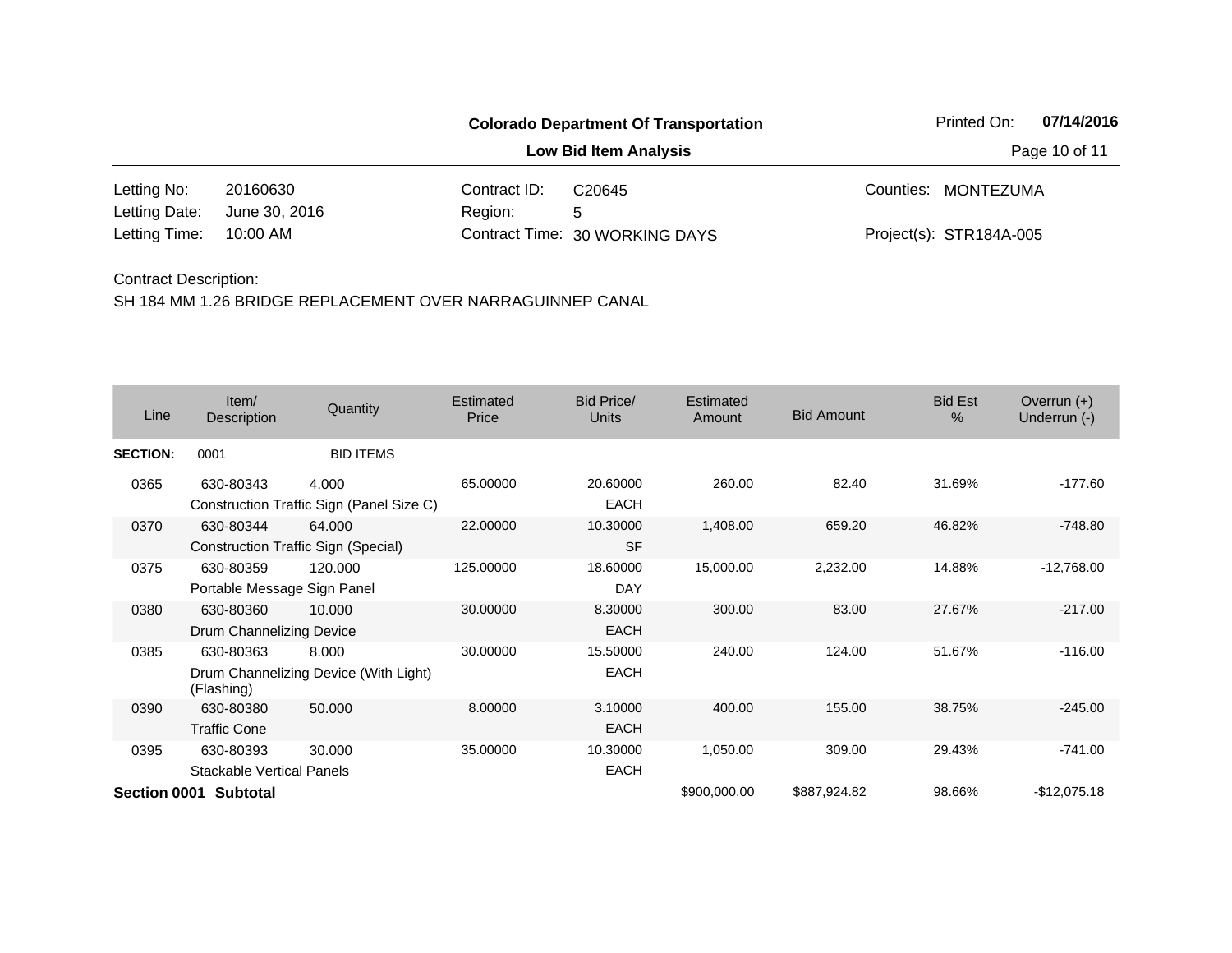**Colorado Department Of Transportation**

**Low Bid Item Analysis**

Printed On: **07/14/2016**

| | | | | | |
|---|---|---|---|---|---|
| Letting No: | 20160630 | Contract ID: | C20645 | Counties: | MONTEZUMA |
| Letting Date: | June 30, 2016 | Region: | 5 | | |
| Letting Time: | 10:00 AM | Contract Time: | 30 WORKING DAYS | Project(s): | STR184A-005 |

Contract Description:

SH 184 MM 1.26 BRIDGE REPLACEMENT OVER NARRAGUINNEP CANAL

| Line | Item/ Description | Quantity | Estimated Price | Bid Price/ Units | Estimated Amount | Bid Amount | Bid Est % | Overrun (+) Underrun (-) |
|---|---|---|---|---|---|---|---|---|
| **SECTION:** | 0001 | BID ITEMS | | | | | | |
| 0365 | 630-80343 Construction Traffic Sign (Panel Size C) | 4.000 | 65.00000 | 20.60000 EACH | 260.00 | 82.40 | 31.69% | -177.60 |
| 0370 | 630-80344 Construction Traffic Sign (Special) | 64.000 | 22.00000 | 10.30000 SF | 1,408.00 | 659.20 | 46.82% | -748.80 |
| 0375 | 630-80359 Portable Message Sign Panel | 120.000 | 125.00000 | 18.60000 DAY | 15,000.00 | 2,232.00 | 14.88% | -12,768.00 |
| 0380 | 630-80360 Drum Channelizing Device | 10.000 | 30.00000 | 8.30000 EACH | 300.00 | 83.00 | 27.67% | -217.00 |
| 0385 | 630-80363 Drum Channelizing Device (With Light) (Flashing) | 8.000 | 30.00000 | 15.50000 EACH | 240.00 | 124.00 | 51.67% | -116.00 |
| 0390 | 630-80380 Traffic Cone | 50.000 | 8.00000 | 3.10000 EACH | 400.00 | 155.00 | 38.75% | -245.00 |
| 0395 | 630-80393 Stackable Vertical Panels | 30.000 | 35.00000 | 10.30000 EACH | 1,050.00 | 309.00 | 29.43% | -741.00 |
| **Section 0001 Subtotal** | | | | | $900,000.00 | $887,924.82 | 98.66% | -$12,075.18 |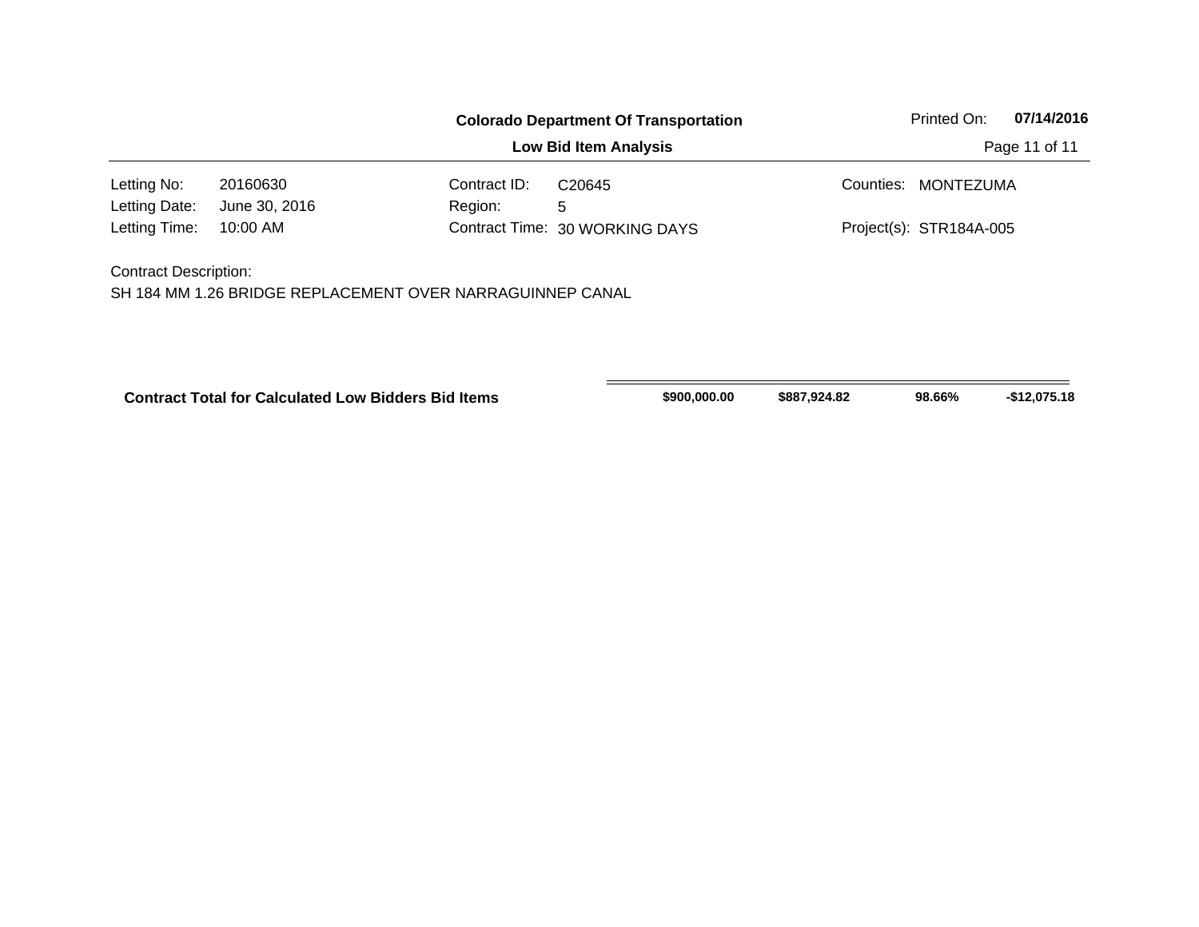**Colorado Department Of Transportation**

**Low Bid Item Analysis**

Printed On: **07/14/2016**

| | | | | | |
|---|---|---|---|---|---|
| Letting No: | 20160630 | Contract ID: | C20645 | Counties: | MONTEZUMA |
| Letting Date: | June 30, 2016 | Region: | 5 | | |
| Letting Time: | 10:00 AM | Contract Time: | 30 WORKING DAYS | Project(s): | STR184A-005 |

Contract Description:
SH 184 MM 1.26 BRIDGE REPLACEMENT OVER NARRAGUINNEP CANAL

| | | | | |
|---|---|---|---|---|
| **Contract Total for Calculated Low Bidders Bid Items** | **$900,000.00** | **$887,924.82** | **98.66%** | **-$12,075.18** |